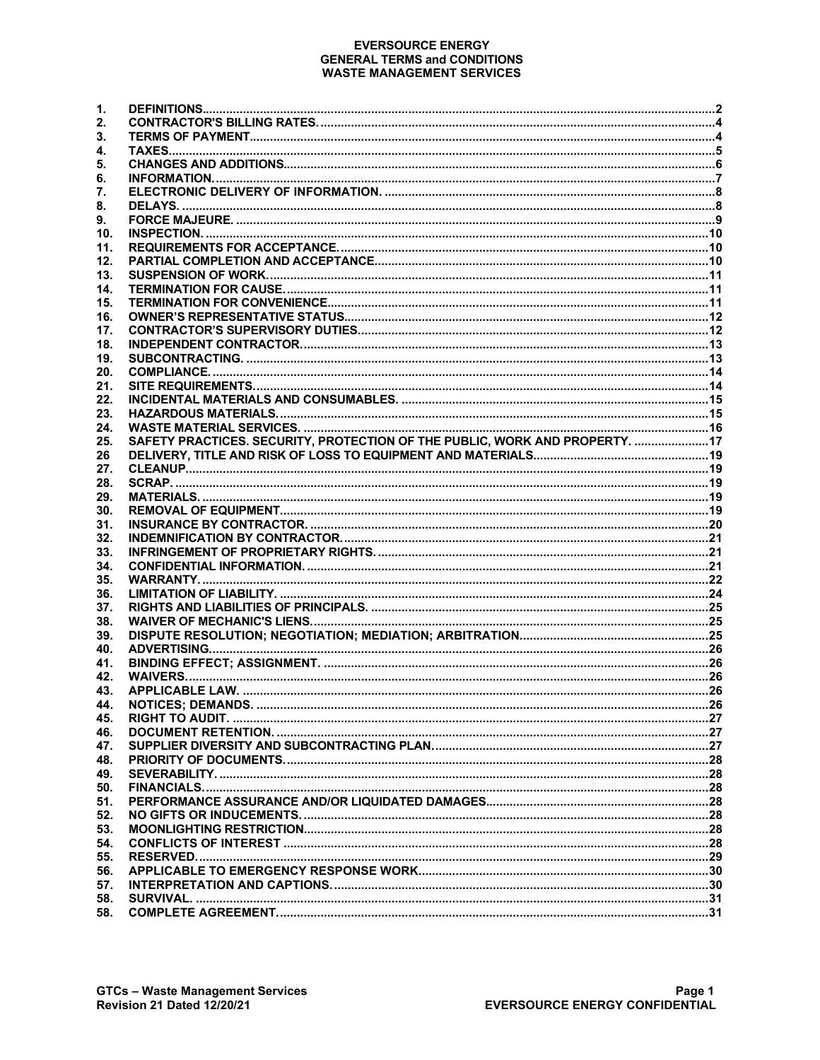# EVERSOURCE ENERGY
## GENERAL TERMS and CONDITIONS
## WASTE MANAGEMENT SERVICES

| | | |
|---|---|---|
| 1. | DEFINITIONS | 2 |
| 2. | CONTRACTOR'S BILLING RATES. | 4 |
| 3. | TERMS OF PAYMENT | 4 |
| 4. | TAXES | 5 |
| 5. | CHANGES AND ADDITIONS | 6 |
| 6. | INFORMATION. | 7 |
| 7. | ELECTRONIC DELIVERY OF INFORMATION. | 8 |
| 8. | DELAYS. | 8 |
| 9. | FORCE MAJEURE. | 9 |
| 10. | INSPECTION. | 10 |
| 11. | REQUIREMENTS FOR ACCEPTANCE. | 10 |
| 12. | PARTIAL COMPLETION AND ACCEPTANCE | 10 |
| 13. | SUSPENSION OF WORK. | 11 |
| 14. | TERMINATION FOR CAUSE. | 11 |
| 15. | TERMINATION FOR CONVENIENCE | 11 |
| 16. | OWNER'S REPRESENTATIVE STATUS | 12 |
| 17. | CONTRACTOR'S SUPERVISORY DUTIES | 12 |
| 18. | INDEPENDENT CONTRACTOR. | 13 |
| 19. | SUBCONTRACTING. | 13 |
| 20. | COMPLIANCE. | 14 |
| 21. | SITE REQUIREMENTS. | 14 |
| 22. | INCIDENTAL MATERIALS AND CONSUMABLES. | 15 |
| 23. | HAZARDOUS MATERIALS. | 15 |
| 24. | WASTE MATERIAL SERVICES. | 16 |
| 25. | SAFETY PRACTICES. SECURITY, PROTECTION OF THE PUBLIC, WORK AND PROPERTY. | 17 |
| 26 | DELIVERY, TITLE AND RISK OF LOSS TO EQUIPMENT AND MATERIALS | 19 |
| 27. | CLEANUP | 19 |
| 28. | SCRAP. | 19 |
| 29. | MATERIALS. | 19 |
| 30. | REMOVAL OF EQUIPMENT | 19 |
| 31. | INSURANCE BY CONTRACTOR. | 20 |
| 32. | INDEMNIFICATION BY CONTRACTOR. | 21 |
| 33. | INFRINGEMENT OF PROPRIETARY RIGHTS. | 21 |
| 34. | CONFIDENTIAL INFORMATION. | 21 |
| 35. | WARRANTY. | 22 |
| 36. | LIMITATION OF LIABILITY. | 24 |
| 37. | RIGHTS AND LIABILITIES OF PRINCIPALS. | 25 |
| 38. | WAIVER OF MECHANIC'S LIENS. | 25 |
| 39. | DISPUTE RESOLUTION; NEGOTIATION; MEDIATION; ARBITRATION | 25 |
| 40. | ADVERTISING. | 26 |
| 41. | BINDING EFFECT; ASSIGNMENT. | 26 |
| 42. | WAIVERS. | 26 |
| 43. | APPLICABLE LAW. | 26 |
| 44. | NOTICES; DEMANDS. | 26 |
| 45. | RIGHT TO AUDIT. | 27 |
| 46. | DOCUMENT RETENTION. | 27 |
| 47. | SUPPLIER DIVERSITY AND SUBCONTRACTING PLAN. | 27 |
| 48. | PRIORITY OF DOCUMENTS. | 28 |
| 49. | SEVERABILITY. | 28 |
| 50. | FINANCIALS. | 28 |
| 51. | PERFORMANCE ASSURANCE AND/OR LIQUIDATED DAMAGES | 28 |
| 52. | NO GIFTS OR INDUCEMENTS. | 28 |
| 53. | MOONLIGHTING RESTRICTION | 28 |
| 54. | CONFLICTS OF INTEREST | 28 |
| 55. | RESERVED. | 29 |
| 56. | APPLICABLE TO EMERGENCY RESPONSE WORK | 30 |
| 57. | INTERPRETATION AND CAPTIONS. | 30 |
| 58. | SURVIVAL. | 31 |
| 58. | COMPLETE AGREEMENT. | 31 |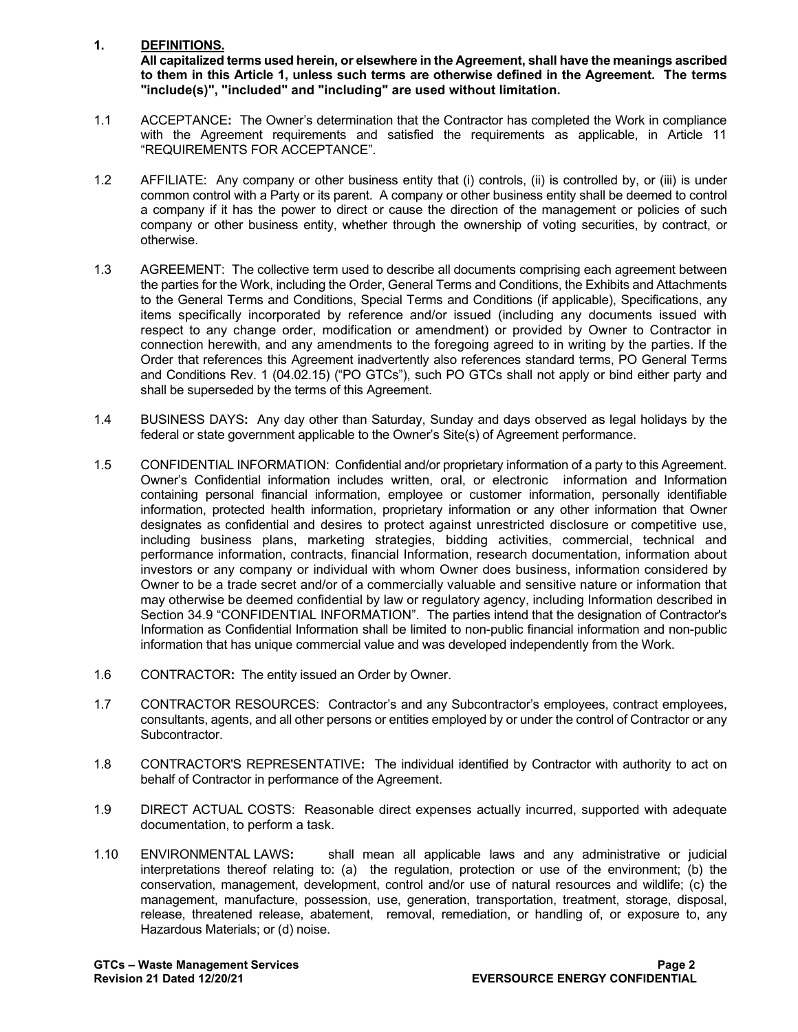## 1. DEFINITIONS.

**All capitalized terms used herein, or elsewhere in the Agreement, shall have the meanings ascribed to them in this Article 1, unless such terms are otherwise defined in the Agreement. The terms "include(s)", "included" and "including" are used without limitation.**

1.1 ACCEPTANCE**:** The Owner's determination that the Contractor has completed the Work in compliance with the Agreement requirements and satisfied the requirements as applicable, in Article 11 "REQUIREMENTS FOR ACCEPTANCE".

1.2 AFFILIATE: Any company or other business entity that (i) controls, (ii) is controlled by, or (iii) is under common control with a Party or its parent. A company or other business entity shall be deemed to control a company if it has the power to direct or cause the direction of the management or policies of such company or other business entity, whether through the ownership of voting securities, by contract, or otherwise.

1.3 AGREEMENT: The collective term used to describe all documents comprising each agreement between the parties for the Work, including the Order, General Terms and Conditions, the Exhibits and Attachments to the General Terms and Conditions, Special Terms and Conditions (if applicable), Specifications, any items specifically incorporated by reference and/or issued (including any documents issued with respect to any change order, modification or amendment) or provided by Owner to Contractor in connection herewith, and any amendments to the foregoing agreed to in writing by the parties. If the Order that references this Agreement inadvertently also references standard terms, PO General Terms and Conditions Rev. 1 (04.02.15) ("PO GTCs"), such PO GTCs shall not apply or bind either party and shall be superseded by the terms of this Agreement.

1.4 BUSINESS DAYS**:** Any day other than Saturday, Sunday and days observed as legal holidays by the federal or state government applicable to the Owner's Site(s) of Agreement performance.

1.5 CONFIDENTIAL INFORMATION: Confidential and/or proprietary information of a party to this Agreement. Owner's Confidential information includes written, oral, or electronic information and Information containing personal financial information, employee or customer information, personally identifiable information, protected health information, proprietary information or any other information that Owner designates as confidential and desires to protect against unrestricted disclosure or competitive use, including business plans, marketing strategies, bidding activities, commercial, technical and performance information, contracts, financial Information, research documentation, information about investors or any company or individual with whom Owner does business, information considered by Owner to be a trade secret and/or of a commercially valuable and sensitive nature or information that may otherwise be deemed confidential by law or regulatory agency, including Information described in Section 34.9 "CONFIDENTIAL INFORMATION". The parties intend that the designation of Contractor's Information as Confidential Information shall be limited to non-public financial information and non-public information that has unique commercial value and was developed independently from the Work.

1.6 CONTRACTOR**:** The entity issued an Order by Owner.

1.7 CONTRACTOR RESOURCES: Contractor's and any Subcontractor's employees, contract employees, consultants, agents, and all other persons or entities employed by or under the control of Contractor or any Subcontractor.

1.8 CONTRACTOR'S REPRESENTATIVE**:** The individual identified by Contractor with authority to act on behalf of Contractor in performance of the Agreement.

1.9 DIRECT ACTUAL COSTS: Reasonable direct expenses actually incurred, supported with adequate documentation, to perform a task.

1.10 ENVIRONMENTAL LAWS**:** shall mean all applicable laws and any administrative or judicial interpretations thereof relating to: (a) the regulation, protection or use of the environment; (b) the conservation, management, development, control and/or use of natural resources and wildlife; (c) the management, manufacture, possession, use, generation, transportation, treatment, storage, disposal, release, threatened release, abatement, removal, remediation, or handling of, or exposure to, any Hazardous Materials; or (d) noise.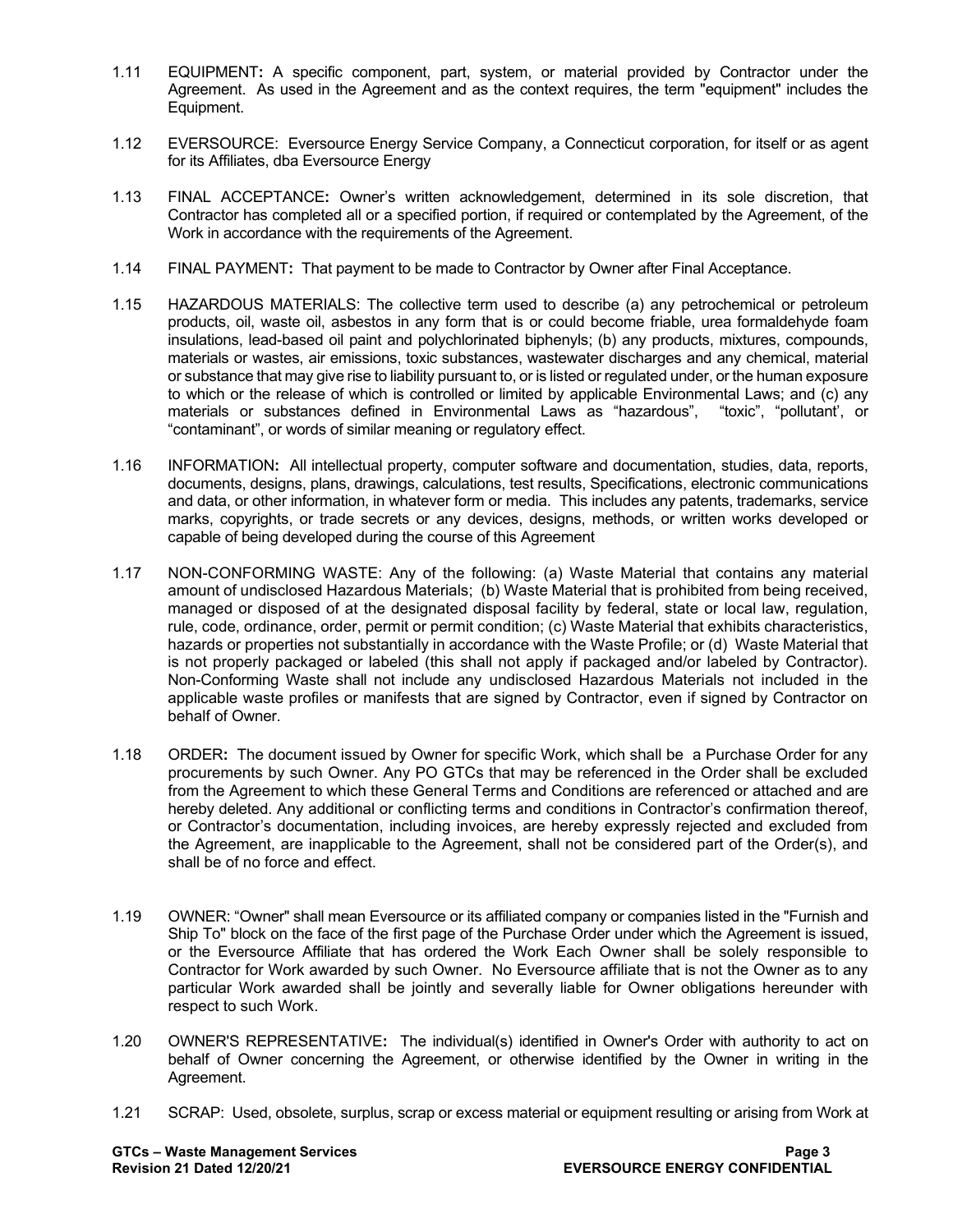1.11 EQUIPMENT**:** A specific component, part, system, or material provided by Contractor under the Agreement. As used in the Agreement and as the context requires, the term "equipment" includes the Equipment.

1.12 EVERSOURCE: Eversource Energy Service Company, a Connecticut corporation, for itself or as agent for its Affiliates, dba Eversource Energy

1.13 FINAL ACCEPTANCE**:** Owner's written acknowledgement, determined in its sole discretion, that Contractor has completed all or a specified portion, if required or contemplated by the Agreement, of the Work in accordance with the requirements of the Agreement.

1.14 FINAL PAYMENT**:** That payment to be made to Contractor by Owner after Final Acceptance.

1.15 HAZARDOUS MATERIALS: The collective term used to describe (a) any petrochemical or petroleum products, oil, waste oil, asbestos in any form that is or could become friable, urea formaldehyde foam insulations, lead-based oil paint and polychlorinated biphenyls; (b) any products, mixtures, compounds, materials or wastes, air emissions, toxic substances, wastewater discharges and any chemical, material or substance that may give rise to liability pursuant to, or is listed or regulated under, or the human exposure to which or the release of which is controlled or limited by applicable Environmental Laws; and (c) any materials or substances defined in Environmental Laws as "hazardous", "toxic", "pollutant', or "contaminant", or words of similar meaning or regulatory effect.

1.16 INFORMATION**:** All intellectual property, computer software and documentation, studies, data, reports, documents, designs, plans, drawings, calculations, test results, Specifications, electronic communications and data, or other information, in whatever form or media. This includes any patents, trademarks, service marks, copyrights, or trade secrets or any devices, designs, methods, or written works developed or capable of being developed during the course of this Agreement

1.17 NON-CONFORMING WASTE: Any of the following: (a) Waste Material that contains any material amount of undisclosed Hazardous Materials; (b) Waste Material that is prohibited from being received, managed or disposed of at the designated disposal facility by federal, state or local law, regulation, rule, code, ordinance, order, permit or permit condition; (c) Waste Material that exhibits characteristics, hazards or properties not substantially in accordance with the Waste Profile; or (d) Waste Material that is not properly packaged or labeled (this shall not apply if packaged and/or labeled by Contractor). Non-Conforming Waste shall not include any undisclosed Hazardous Materials not included in the applicable waste profiles or manifests that are signed by Contractor, even if signed by Contractor on behalf of Owner.

1.18 ORDER**:** The document issued by Owner for specific Work, which shall be a Purchase Order for any procurements by such Owner. Any PO GTCs that may be referenced in the Order shall be excluded from the Agreement to which these General Terms and Conditions are referenced or attached and are hereby deleted. Any additional or conflicting terms and conditions in Contractor's confirmation thereof, or Contractor's documentation, including invoices, are hereby expressly rejected and excluded from the Agreement, are inapplicable to the Agreement, shall not be considered part of the Order(s), and shall be of no force and effect.

1.19 OWNER: "Owner" shall mean Eversource or its affiliated company or companies listed in the "Furnish and Ship To" block on the face of the first page of the Purchase Order under which the Agreement is issued, or the Eversource Affiliate that has ordered the Work Each Owner shall be solely responsible to Contractor for Work awarded by such Owner. No Eversource affiliate that is not the Owner as to any particular Work awarded shall be jointly and severally liable for Owner obligations hereunder with respect to such Work.

1.20 OWNER'S REPRESENTATIVE**:** The individual(s) identified in Owner's Order with authority to act on behalf of Owner concerning the Agreement, or otherwise identified by the Owner in writing in the Agreement.

1.21 SCRAP: Used, obsolete, surplus, scrap or excess material or equipment resulting or arising from Work at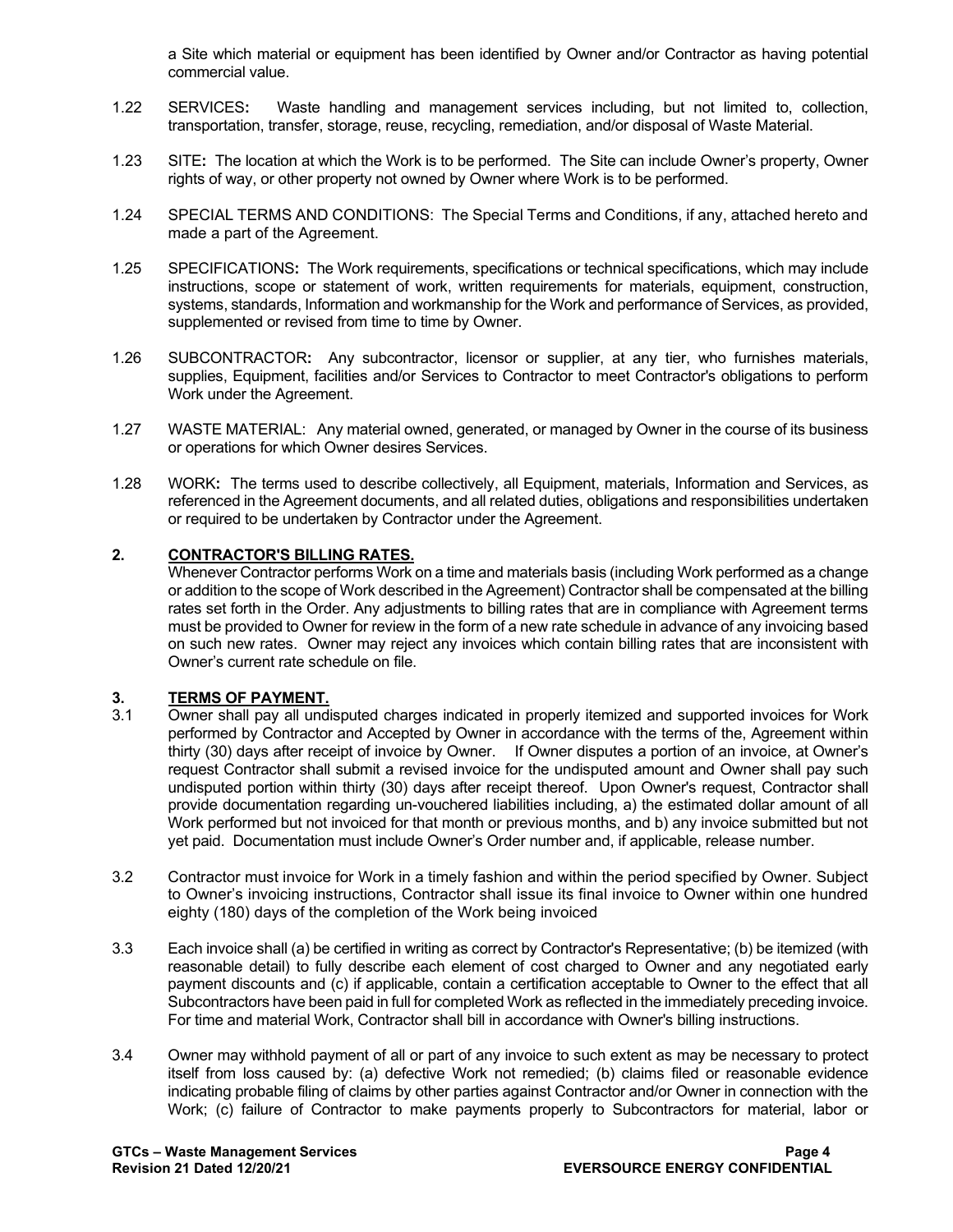a Site which material or equipment has been identified by Owner and/or Contractor as having potential commercial value.

1.22 SERVICES**:** Waste handling and management services including, but not limited to, collection, transportation, transfer, storage, reuse, recycling, remediation, and/or disposal of Waste Material.

1.23 SITE**:** The location at which the Work is to be performed. The Site can include Owner's property, Owner rights of way, or other property not owned by Owner where Work is to be performed.

1.24 SPECIAL TERMS AND CONDITIONS: The Special Terms and Conditions, if any, attached hereto and made a part of the Agreement.

1.25 SPECIFICATIONS**:** The Work requirements, specifications or technical specifications, which may include instructions, scope or statement of work, written requirements for materials, equipment, construction, systems, standards, Information and workmanship for the Work and performance of Services, as provided, supplemented or revised from time to time by Owner.

1.26 SUBCONTRACTOR**:** Any subcontractor, licensor or supplier, at any tier, who furnishes materials, supplies, Equipment, facilities and/or Services to Contractor to meet Contractor's obligations to perform Work under the Agreement.

1.27 WASTE MATERIAL: Any material owned, generated, or managed by Owner in the course of its business or operations for which Owner desires Services.

1.28 WORK**:** The terms used to describe collectively, all Equipment, materials, Information and Services, as referenced in the Agreement documents, and all related duties, obligations and responsibilities undertaken or required to be undertaken by Contractor under the Agreement.

## 2. CONTRACTOR'S BILLING RATES.

Whenever Contractor performs Work on a time and materials basis (including Work performed as a change or addition to the scope of Work described in the Agreement) Contractor shall be compensated at the billing rates set forth in the Order. Any adjustments to billing rates that are in compliance with Agreement terms must be provided to Owner for review in the form of a new rate schedule in advance of any invoicing based on such new rates. Owner may reject any invoices which contain billing rates that are inconsistent with Owner's current rate schedule on file.

## 3. TERMS OF PAYMENT.

3.1 Owner shall pay all undisputed charges indicated in properly itemized and supported invoices for Work performed by Contractor and Accepted by Owner in accordance with the terms of the, Agreement within thirty (30) days after receipt of invoice by Owner. If Owner disputes a portion of an invoice, at Owner's request Contractor shall submit a revised invoice for the undisputed amount and Owner shall pay such undisputed portion within thirty (30) days after receipt thereof. Upon Owner's request, Contractor shall provide documentation regarding un-vouchered liabilities including, a) the estimated dollar amount of all Work performed but not invoiced for that month or previous months, and b) any invoice submitted but not yet paid. Documentation must include Owner's Order number and, if applicable, release number.

3.2 Contractor must invoice for Work in a timely fashion and within the period specified by Owner. Subject to Owner's invoicing instructions, Contractor shall issue its final invoice to Owner within one hundred eighty (180) days of the completion of the Work being invoiced

3.3 Each invoice shall (a) be certified in writing as correct by Contractor's Representative; (b) be itemized (with reasonable detail) to fully describe each element of cost charged to Owner and any negotiated early payment discounts and (c) if applicable, contain a certification acceptable to Owner to the effect that all Subcontractors have been paid in full for completed Work as reflected in the immediately preceding invoice. For time and material Work, Contractor shall bill in accordance with Owner's billing instructions.

3.4 Owner may withhold payment of all or part of any invoice to such extent as may be necessary to protect itself from loss caused by: (a) defective Work not remedied; (b) claims filed or reasonable evidence indicating probable filing of claims by other parties against Contractor and/or Owner in connection with the Work; (c) failure of Contractor to make payments properly to Subcontractors for material, labor or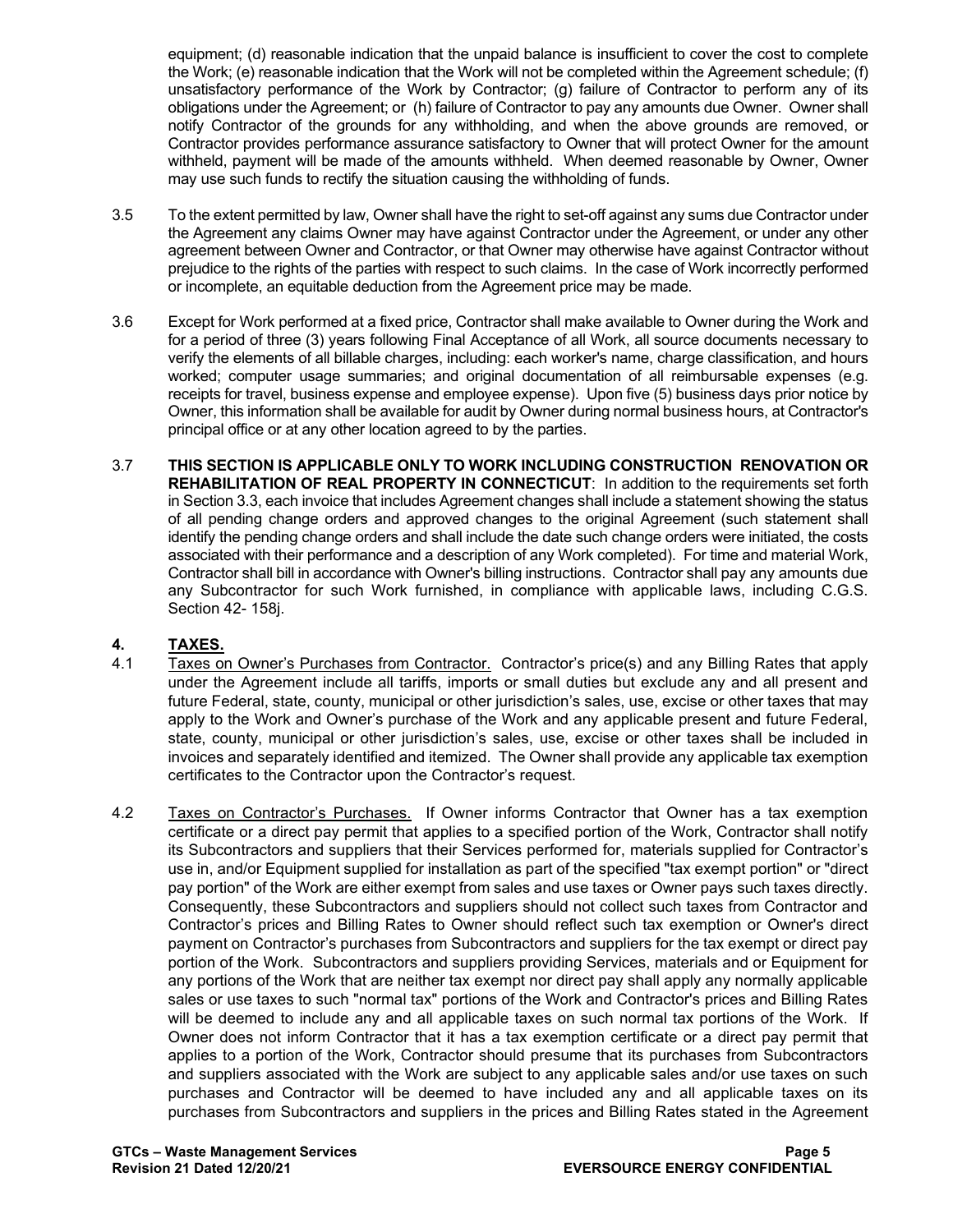equipment; (d) reasonable indication that the unpaid balance is insufficient to cover the cost to complete the Work; (e) reasonable indication that the Work will not be completed within the Agreement schedule; (f) unsatisfactory performance of the Work by Contractor; (g) failure of Contractor to perform any of its obligations under the Agreement; or (h) failure of Contractor to pay any amounts due Owner. Owner shall notify Contractor of the grounds for any withholding, and when the above grounds are removed, or Contractor provides performance assurance satisfactory to Owner that will protect Owner for the amount withheld, payment will be made of the amounts withheld. When deemed reasonable by Owner, Owner may use such funds to rectify the situation causing the withholding of funds.

3.5 To the extent permitted by law, Owner shall have the right to set-off against any sums due Contractor under the Agreement any claims Owner may have against Contractor under the Agreement, or under any other agreement between Owner and Contractor, or that Owner may otherwise have against Contractor without prejudice to the rights of the parties with respect to such claims. In the case of Work incorrectly performed or incomplete, an equitable deduction from the Agreement price may be made.

3.6 Except for Work performed at a fixed price, Contractor shall make available to Owner during the Work and for a period of three (3) years following Final Acceptance of all Work, all source documents necessary to verify the elements of all billable charges, including: each worker's name, charge classification, and hours worked; computer usage summaries; and original documentation of all reimbursable expenses (e.g. receipts for travel, business expense and employee expense). Upon five (5) business days prior notice by Owner, this information shall be available for audit by Owner during normal business hours, at Contractor's principal office or at any other location agreed to by the parties.

3.7 **THIS SECTION IS APPLICABLE ONLY TO WORK INCLUDING CONSTRUCTION RENOVATION OR REHABILITATION OF REAL PROPERTY IN CONNECTICUT**: In addition to the requirements set forth in Section 3.3, each invoice that includes Agreement changes shall include a statement showing the status of all pending change orders and approved changes to the original Agreement (such statement shall identify the pending change orders and shall include the date such change orders were initiated, the costs associated with their performance and a description of any Work completed). For time and material Work, Contractor shall bill in accordance with Owner's billing instructions. Contractor shall pay any amounts due any Subcontractor for such Work furnished, in compliance with applicable laws, including C.G.S. Section 42- 158j.

## 4. TAXES.

4.1 Taxes on Owner's Purchases from Contractor. Contractor's price(s) and any Billing Rates that apply under the Agreement include all tariffs, imports or small duties but exclude any and all present and future Federal, state, county, municipal or other jurisdiction's sales, use, excise or other taxes that may apply to the Work and Owner's purchase of the Work and any applicable present and future Federal, state, county, municipal or other jurisdiction's sales, use, excise or other taxes shall be included in invoices and separately identified and itemized. The Owner shall provide any applicable tax exemption certificates to the Contractor upon the Contractor's request.

4.2 Taxes on Contractor's Purchases. If Owner informs Contractor that Owner has a tax exemption certificate or a direct pay permit that applies to a specified portion of the Work, Contractor shall notify its Subcontractors and suppliers that their Services performed for, materials supplied for Contractor's use in, and/or Equipment supplied for installation as part of the specified "tax exempt portion" or "direct pay portion" of the Work are either exempt from sales and use taxes or Owner pays such taxes directly. Consequently, these Subcontractors and suppliers should not collect such taxes from Contractor and Contractor's prices and Billing Rates to Owner should reflect such tax exemption or Owner's direct payment on Contractor's purchases from Subcontractors and suppliers for the tax exempt or direct pay portion of the Work. Subcontractors and suppliers providing Services, materials and or Equipment for any portions of the Work that are neither tax exempt nor direct pay shall apply any normally applicable sales or use taxes to such "normal tax" portions of the Work and Contractor's prices and Billing Rates will be deemed to include any and all applicable taxes on such normal tax portions of the Work. If Owner does not inform Contractor that it has a tax exemption certificate or a direct pay permit that applies to a portion of the Work, Contractor should presume that its purchases from Subcontractors and suppliers associated with the Work are subject to any applicable sales and/or use taxes on such purchases and Contractor will be deemed to have included any and all applicable taxes on its purchases from Subcontractors and suppliers in the prices and Billing Rates stated in the Agreement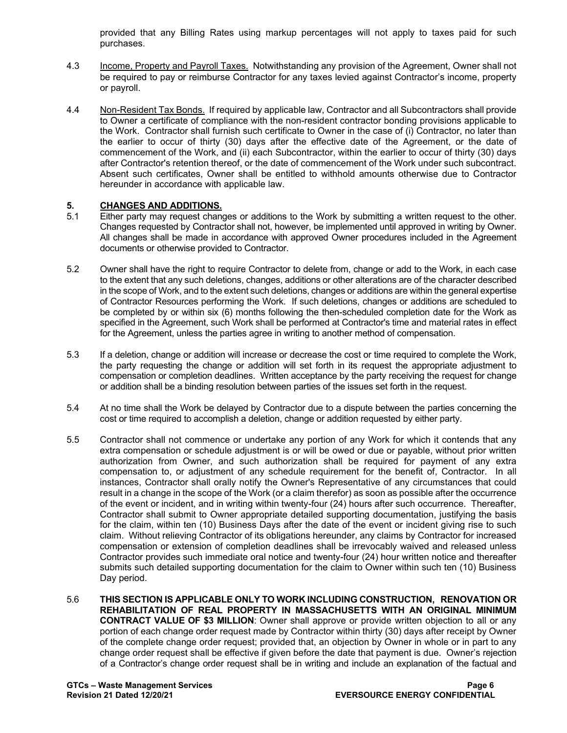provided that any Billing Rates using markup percentages will not apply to taxes paid for such purchases.

4.3 Income, Property and Payroll Taxes. Notwithstanding any provision of the Agreement, Owner shall not be required to pay or reimburse Contractor for any taxes levied against Contractor's income, property or payroll.

4.4 Non-Resident Tax Bonds. If required by applicable law, Contractor and all Subcontractors shall provide to Owner a certificate of compliance with the non-resident contractor bonding provisions applicable to the Work. Contractor shall furnish such certificate to Owner in the case of (i) Contractor, no later than the earlier to occur of thirty (30) days after the effective date of the Agreement, or the date of commencement of the Work, and (ii) each Subcontractor, within the earlier to occur of thirty (30) days after Contractor's retention thereof, or the date of commencement of the Work under such subcontract. Absent such certificates, Owner shall be entitled to withhold amounts otherwise due to Contractor hereunder in accordance with applicable law.

## 5. CHANGES AND ADDITIONS.

5.1 Either party may request changes or additions to the Work by submitting a written request to the other. Changes requested by Contractor shall not, however, be implemented until approved in writing by Owner. All changes shall be made in accordance with approved Owner procedures included in the Agreement documents or otherwise provided to Contractor.

5.2 Owner shall have the right to require Contractor to delete from, change or add to the Work, in each case to the extent that any such deletions, changes, additions or other alterations are of the character described in the scope of Work, and to the extent such deletions, changes or additions are within the general expertise of Contractor Resources performing the Work. If such deletions, changes or additions are scheduled to be completed by or within six (6) months following the then-scheduled completion date for the Work as specified in the Agreement, such Work shall be performed at Contractor's time and material rates in effect for the Agreement, unless the parties agree in writing to another method of compensation.

5.3 If a deletion, change or addition will increase or decrease the cost or time required to complete the Work, the party requesting the change or addition will set forth in its request the appropriate adjustment to compensation or completion deadlines. Written acceptance by the party receiving the request for change or addition shall be a binding resolution between parties of the issues set forth in the request.

5.4 At no time shall the Work be delayed by Contractor due to a dispute between the parties concerning the cost or time required to accomplish a deletion, change or addition requested by either party.

5.5 Contractor shall not commence or undertake any portion of any Work for which it contends that any extra compensation or schedule adjustment is or will be owed or due or payable, without prior written authorization from Owner, and such authorization shall be required for payment of any extra compensation to, or adjustment of any schedule requirement for the benefit of, Contractor. In all instances, Contractor shall orally notify the Owner's Representative of any circumstances that could result in a change in the scope of the Work (or a claim therefor) as soon as possible after the occurrence of the event or incident, and in writing within twenty-four (24) hours after such occurrence. Thereafter, Contractor shall submit to Owner appropriate detailed supporting documentation, justifying the basis for the claim, within ten (10) Business Days after the date of the event or incident giving rise to such claim. Without relieving Contractor of its obligations hereunder, any claims by Contractor for increased compensation or extension of completion deadlines shall be irrevocably waived and released unless Contractor provides such immediate oral notice and twenty-four (24) hour written notice and thereafter submits such detailed supporting documentation for the claim to Owner within such ten (10) Business Day period.

5.6 **THIS SECTION IS APPLICABLE ONLY TO WORK INCLUDING CONSTRUCTION, RENOVATION OR REHABILITATION OF REAL PROPERTY IN MASSACHUSETTS WITH AN ORIGINAL MINIMUM CONTRACT VALUE OF $3 MILLION**: Owner shall approve or provide written objection to all or any portion of each change order request made by Contractor within thirty (30) days after receipt by Owner of the complete change order request; provided that, an objection by Owner in whole or in part to any change order request shall be effective if given before the date that payment is due. Owner's rejection of a Contractor's change order request shall be in writing and include an explanation of the factual and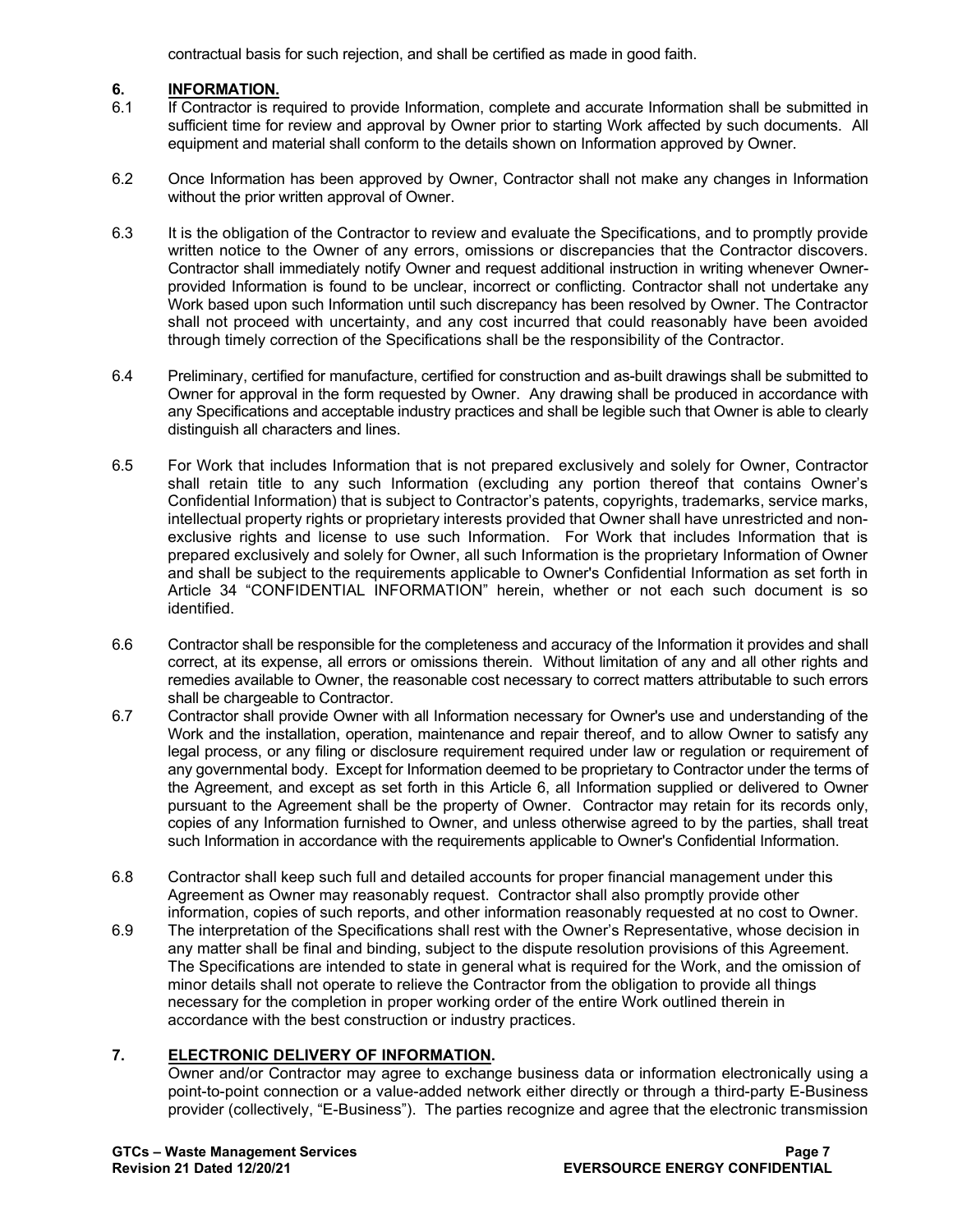contractual basis for such rejection, and shall be certified as made in good faith.

## 6. INFORMATION.

6.1 If Contractor is required to provide Information, complete and accurate Information shall be submitted in sufficient time for review and approval by Owner prior to starting Work affected by such documents. All equipment and material shall conform to the details shown on Information approved by Owner.

6.2 Once Information has been approved by Owner, Contractor shall not make any changes in Information without the prior written approval of Owner.

6.3 It is the obligation of the Contractor to review and evaluate the Specifications, and to promptly provide written notice to the Owner of any errors, omissions or discrepancies that the Contractor discovers. Contractor shall immediately notify Owner and request additional instruction in writing whenever Owner-provided Information is found to be unclear, incorrect or conflicting. Contractor shall not undertake any Work based upon such Information until such discrepancy has been resolved by Owner. The Contractor shall not proceed with uncertainty, and any cost incurred that could reasonably have been avoided through timely correction of the Specifications shall be the responsibility of the Contractor.

6.4 Preliminary, certified for manufacture, certified for construction and as-built drawings shall be submitted to Owner for approval in the form requested by Owner. Any drawing shall be produced in accordance with any Specifications and acceptable industry practices and shall be legible such that Owner is able to clearly distinguish all characters and lines.

6.5 For Work that includes Information that is not prepared exclusively and solely for Owner, Contractor shall retain title to any such Information (excluding any portion thereof that contains Owner's Confidential Information) that is subject to Contractor's patents, copyrights, trademarks, service marks, intellectual property rights or proprietary interests provided that Owner shall have unrestricted and non-exclusive rights and license to use such Information. For Work that includes Information that is prepared exclusively and solely for Owner, all such Information is the proprietary Information of Owner and shall be subject to the requirements applicable to Owner's Confidential Information as set forth in Article 34 "CONFIDENTIAL INFORMATION" herein, whether or not each such document is so identified.

6.6 Contractor shall be responsible for the completeness and accuracy of the Information it provides and shall correct, at its expense, all errors or omissions therein. Without limitation of any and all other rights and remedies available to Owner, the reasonable cost necessary to correct matters attributable to such errors shall be chargeable to Contractor.

6.7 Contractor shall provide Owner with all Information necessary for Owner's use and understanding of the Work and the installation, operation, maintenance and repair thereof, and to allow Owner to satisfy any legal process, or any filing or disclosure requirement required under law or regulation or requirement of any governmental body. Except for Information deemed to be proprietary to Contractor under the terms of the Agreement, and except as set forth in this Article 6, all Information supplied or delivered to Owner pursuant to the Agreement shall be the property of Owner. Contractor may retain for its records only, copies of any Information furnished to Owner, and unless otherwise agreed to by the parties, shall treat such Information in accordance with the requirements applicable to Owner's Confidential Information.

6.8 Contractor shall keep such full and detailed accounts for proper financial management under this Agreement as Owner may reasonably request. Contractor shall also promptly provide other information, copies of such reports, and other information reasonably requested at no cost to Owner.

6.9 The interpretation of the Specifications shall rest with the Owner's Representative, whose decision in any matter shall be final and binding, subject to the dispute resolution provisions of this Agreement. The Specifications are intended to state in general what is required for the Work, and the omission of minor details shall not operate to relieve the Contractor from the obligation to provide all things necessary for the completion in proper working order of the entire Work outlined therein in accordance with the best construction or industry practices.

## 7. ELECTRONIC DELIVERY OF INFORMATION.

Owner and/or Contractor may agree to exchange business data or information electronically using a point-to-point connection or a value-added network either directly or through a third-party E-Business provider (collectively, "E-Business"). The parties recognize and agree that the electronic transmission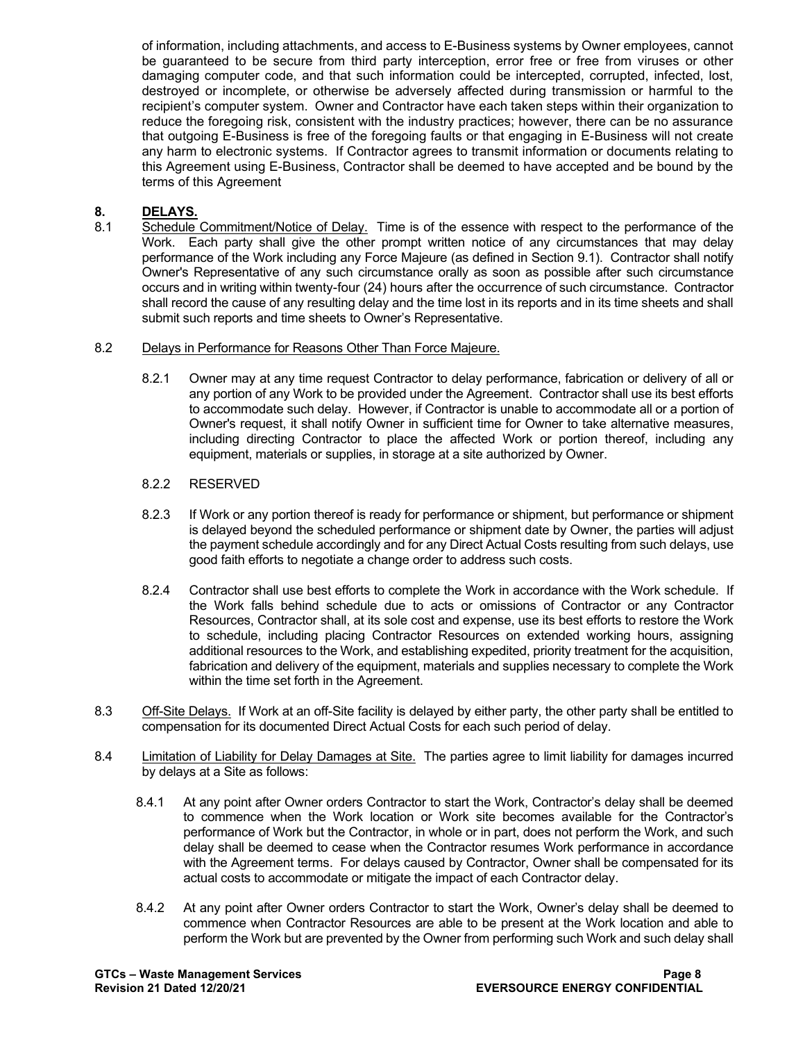of information, including attachments, and access to E-Business systems by Owner employees, cannot be guaranteed to be secure from third party interception, error free or free from viruses or other damaging computer code, and that such information could be intercepted, corrupted, infected, lost, destroyed or incomplete, or otherwise be adversely affected during transmission or harmful to the recipient's computer system. Owner and Contractor have each taken steps within their organization to reduce the foregoing risk, consistent with the industry practices; however, there can be no assurance that outgoing E-Business is free of the foregoing faults or that engaging in E-Business will not create any harm to electronic systems. If Contractor agrees to transmit information or documents relating to this Agreement using E-Business, Contractor shall be deemed to have accepted and be bound by the terms of this Agreement

## 8. DELAYS.

8.1 Schedule Commitment/Notice of Delay. Time is of the essence with respect to the performance of the Work. Each party shall give the other prompt written notice of any circumstances that may delay performance of the Work including any Force Majeure (as defined in Section 9.1). Contractor shall notify Owner's Representative of any such circumstance orally as soon as possible after such circumstance occurs and in writing within twenty-four (24) hours after the occurrence of such circumstance. Contractor shall record the cause of any resulting delay and the time lost in its reports and in its time sheets and shall submit such reports and time sheets to Owner's Representative.

8.2 Delays in Performance for Reasons Other Than Force Majeure.

8.2.1 Owner may at any time request Contractor to delay performance, fabrication or delivery of all or any portion of any Work to be provided under the Agreement. Contractor shall use its best efforts to accommodate such delay. However, if Contractor is unable to accommodate all or a portion of Owner's request, it shall notify Owner in sufficient time for Owner to take alternative measures, including directing Contractor to place the affected Work or portion thereof, including any equipment, materials or supplies, in storage at a site authorized by Owner.

8.2.2 RESERVED

8.2.3 If Work or any portion thereof is ready for performance or shipment, but performance or shipment is delayed beyond the scheduled performance or shipment date by Owner, the parties will adjust the payment schedule accordingly and for any Direct Actual Costs resulting from such delays, use good faith efforts to negotiate a change order to address such costs.

8.2.4 Contractor shall use best efforts to complete the Work in accordance with the Work schedule. If the Work falls behind schedule due to acts or omissions of Contractor or any Contractor Resources, Contractor shall, at its sole cost and expense, use its best efforts to restore the Work to schedule, including placing Contractor Resources on extended working hours, assigning additional resources to the Work, and establishing expedited, priority treatment for the acquisition, fabrication and delivery of the equipment, materials and supplies necessary to complete the Work within the time set forth in the Agreement.

8.3 Off-Site Delays. If Work at an off-Site facility is delayed by either party, the other party shall be entitled to compensation for its documented Direct Actual Costs for each such period of delay.

8.4 Limitation of Liability for Delay Damages at Site. The parties agree to limit liability for damages incurred by delays at a Site as follows:

8.4.1 At any point after Owner orders Contractor to start the Work, Contractor's delay shall be deemed to commence when the Work location or Work site becomes available for the Contractor's performance of Work but the Contractor, in whole or in part, does not perform the Work, and such delay shall be deemed to cease when the Contractor resumes Work performance in accordance with the Agreement terms. For delays caused by Contractor, Owner shall be compensated for its actual costs to accommodate or mitigate the impact of each Contractor delay.

8.4.2 At any point after Owner orders Contractor to start the Work, Owner's delay shall be deemed to commence when Contractor Resources are able to be present at the Work location and able to perform the Work but are prevented by the Owner from performing such Work and such delay shall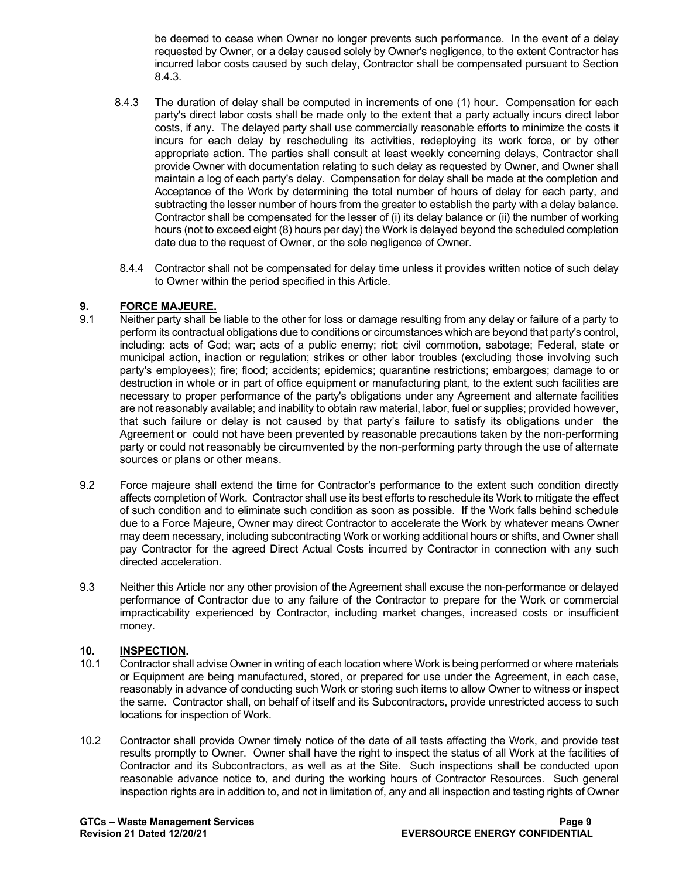be deemed to cease when Owner no longer prevents such performance. In the event of a delay requested by Owner, or a delay caused solely by Owner's negligence, to the extent Contractor has incurred labor costs caused by such delay, Contractor shall be compensated pursuant to Section 8.4.3.

8.4.3 The duration of delay shall be computed in increments of one (1) hour. Compensation for each party's direct labor costs shall be made only to the extent that a party actually incurs direct labor costs, if any. The delayed party shall use commercially reasonable efforts to minimize the costs it incurs for each delay by rescheduling its activities, redeploying its work force, or by other appropriate action. The parties shall consult at least weekly concerning delays, Contractor shall provide Owner with documentation relating to such delay as requested by Owner, and Owner shall maintain a log of each party's delay. Compensation for delay shall be made at the completion and Acceptance of the Work by determining the total number of hours of delay for each party, and subtracting the lesser number of hours from the greater to establish the party with a delay balance. Contractor shall be compensated for the lesser of (i) its delay balance or (ii) the number of working hours (not to exceed eight (8) hours per day) the Work is delayed beyond the scheduled completion date due to the request of Owner, or the sole negligence of Owner.

8.4.4 Contractor shall not be compensated for delay time unless it provides written notice of such delay to Owner within the period specified in this Article.

## 9. FORCE MAJEURE.

9.1 Neither party shall be liable to the other for loss or damage resulting from any delay or failure of a party to perform its contractual obligations due to conditions or circumstances which are beyond that party's control, including: acts of God; war; acts of a public enemy; riot; civil commotion, sabotage; Federal, state or municipal action, inaction or regulation; strikes or other labor troubles (excluding those involving such party's employees); fire; flood; accidents; epidemics; quarantine restrictions; embargoes; damage to or destruction in whole or in part of office equipment or manufacturing plant, to the extent such facilities are necessary to proper performance of the party's obligations under any Agreement and alternate facilities are not reasonably available; and inability to obtain raw material, labor, fuel or supplies; provided however, that such failure or delay is not caused by that party's failure to satisfy its obligations under the Agreement or could not have been prevented by reasonable precautions taken by the non-performing party or could not reasonably be circumvented by the non-performing party through the use of alternate sources or plans or other means.

9.2 Force majeure shall extend the time for Contractor's performance to the extent such condition directly affects completion of Work. Contractor shall use its best efforts to reschedule its Work to mitigate the effect of such condition and to eliminate such condition as soon as possible. If the Work falls behind schedule due to a Force Majeure, Owner may direct Contractor to accelerate the Work by whatever means Owner may deem necessary, including subcontracting Work or working additional hours or shifts, and Owner shall pay Contractor for the agreed Direct Actual Costs incurred by Contractor in connection with any such directed acceleration.

9.3 Neither this Article nor any other provision of the Agreement shall excuse the non-performance or delayed performance of Contractor due to any failure of the Contractor to prepare for the Work or commercial impracticability experienced by Contractor, including market changes, increased costs or insufficient money.

## 10. INSPECTION.

10.1 Contractor shall advise Owner in writing of each location where Work is being performed or where materials or Equipment are being manufactured, stored, or prepared for use under the Agreement, in each case, reasonably in advance of conducting such Work or storing such items to allow Owner to witness or inspect the same. Contractor shall, on behalf of itself and its Subcontractors, provide unrestricted access to such locations for inspection of Work.

10.2 Contractor shall provide Owner timely notice of the date of all tests affecting the Work, and provide test results promptly to Owner. Owner shall have the right to inspect the status of all Work at the facilities of Contractor and its Subcontractors, as well as at the Site. Such inspections shall be conducted upon reasonable advance notice to, and during the working hours of Contractor Resources. Such general inspection rights are in addition to, and not in limitation of, any and all inspection and testing rights of Owner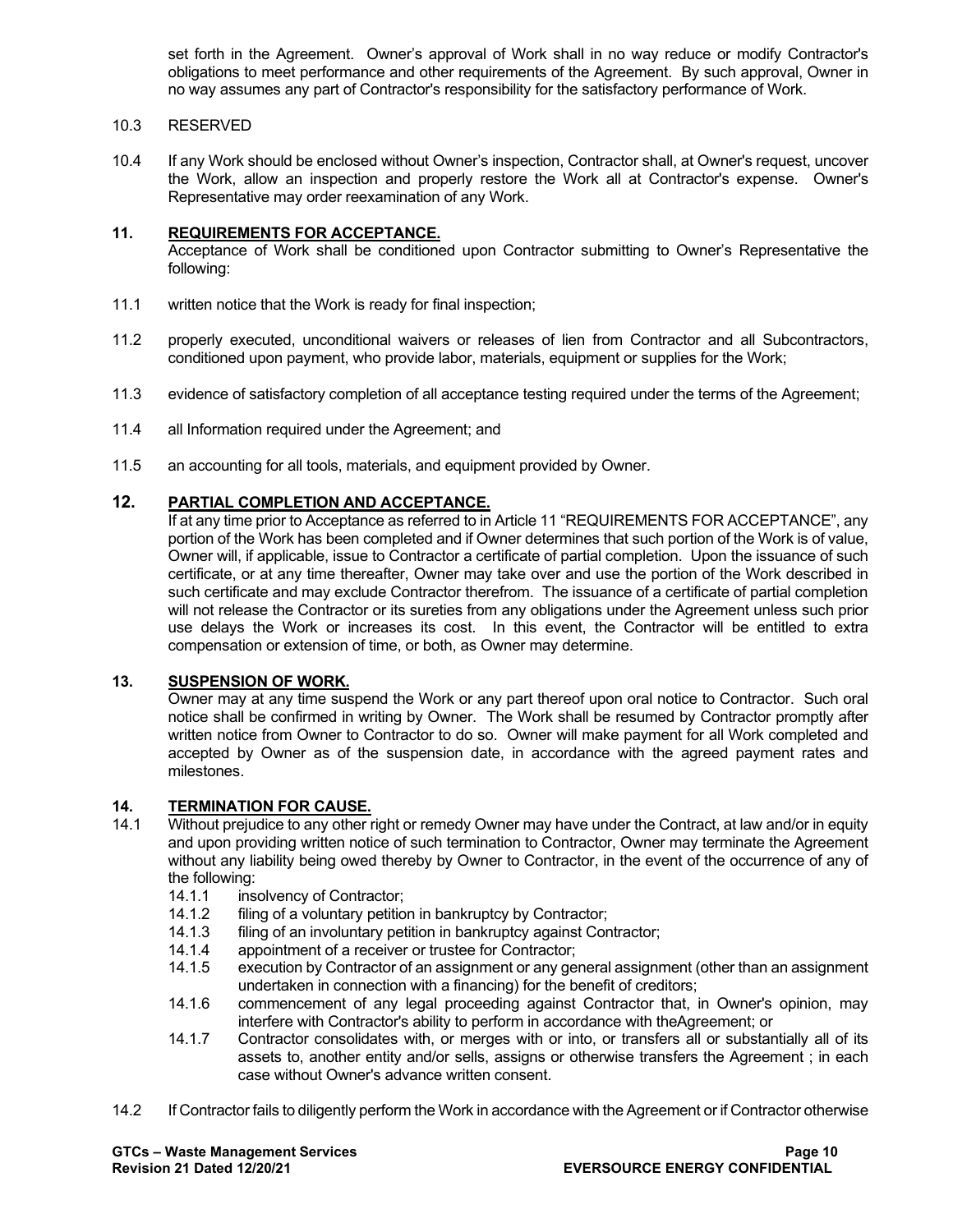set forth in the Agreement. Owner's approval of Work shall in no way reduce or modify Contractor's obligations to meet performance and other requirements of the Agreement. By such approval, Owner in no way assumes any part of Contractor's responsibility for the satisfactory performance of Work.

10.3 RESERVED

10.4 If any Work should be enclosed without Owner's inspection, Contractor shall, at Owner's request, uncover the Work, allow an inspection and properly restore the Work all at Contractor's expense. Owner's Representative may order reexamination of any Work.

## 11. REQUIREMENTS FOR ACCEPTANCE.

Acceptance of Work shall be conditioned upon Contractor submitting to Owner's Representative the following:

11.1 written notice that the Work is ready for final inspection;

11.2 properly executed, unconditional waivers or releases of lien from Contractor and all Subcontractors, conditioned upon payment, who provide labor, materials, equipment or supplies for the Work;

11.3 evidence of satisfactory completion of all acceptance testing required under the terms of the Agreement;

11.4 all Information required under the Agreement; and

11.5 an accounting for all tools, materials, and equipment provided by Owner.

## 12. PARTIAL COMPLETION AND ACCEPTANCE.

If at any time prior to Acceptance as referred to in Article 11 "REQUIREMENTS FOR ACCEPTANCE", any portion of the Work has been completed and if Owner determines that such portion of the Work is of value, Owner will, if applicable, issue to Contractor a certificate of partial completion. Upon the issuance of such certificate, or at any time thereafter, Owner may take over and use the portion of the Work described in such certificate and may exclude Contractor therefrom. The issuance of a certificate of partial completion will not release the Contractor or its sureties from any obligations under the Agreement unless such prior use delays the Work or increases its cost. In this event, the Contractor will be entitled to extra compensation or extension of time, or both, as Owner may determine.

## 13. SUSPENSION OF WORK.

Owner may at any time suspend the Work or any part thereof upon oral notice to Contractor. Such oral notice shall be confirmed in writing by Owner. The Work shall be resumed by Contractor promptly after written notice from Owner to Contractor to do so. Owner will make payment for all Work completed and accepted by Owner as of the suspension date, in accordance with the agreed payment rates and milestones.

## 14. TERMINATION FOR CAUSE.

14.1 Without prejudice to any other right or remedy Owner may have under the Contract, at law and/or in equity and upon providing written notice of such termination to Contractor, Owner may terminate the Agreement without any liability being owed thereby by Owner to Contractor, in the event of the occurrence of any of the following:

- 14.1.1 insolvency of Contractor;
- 14.1.2 filing of a voluntary petition in bankruptcy by Contractor;
- 14.1.3 filing of an involuntary petition in bankruptcy against Contractor;
- 14.1.4 appointment of a receiver or trustee for Contractor;
- 14.1.5 execution by Contractor of an assignment or any general assignment (other than an assignment undertaken in connection with a financing) for the benefit of creditors;
- 14.1.6 commencement of any legal proceeding against Contractor that, in Owner's opinion, may interfere with Contractor's ability to perform in accordance with theAgreement; or
- 14.1.7 Contractor consolidates with, or merges with or into, or transfers all or substantially all of its assets to, another entity and/or sells, assigns or otherwise transfers the Agreement ; in each case without Owner's advance written consent.

14.2 If Contractor fails to diligently perform the Work in accordance with the Agreement or if Contractor otherwise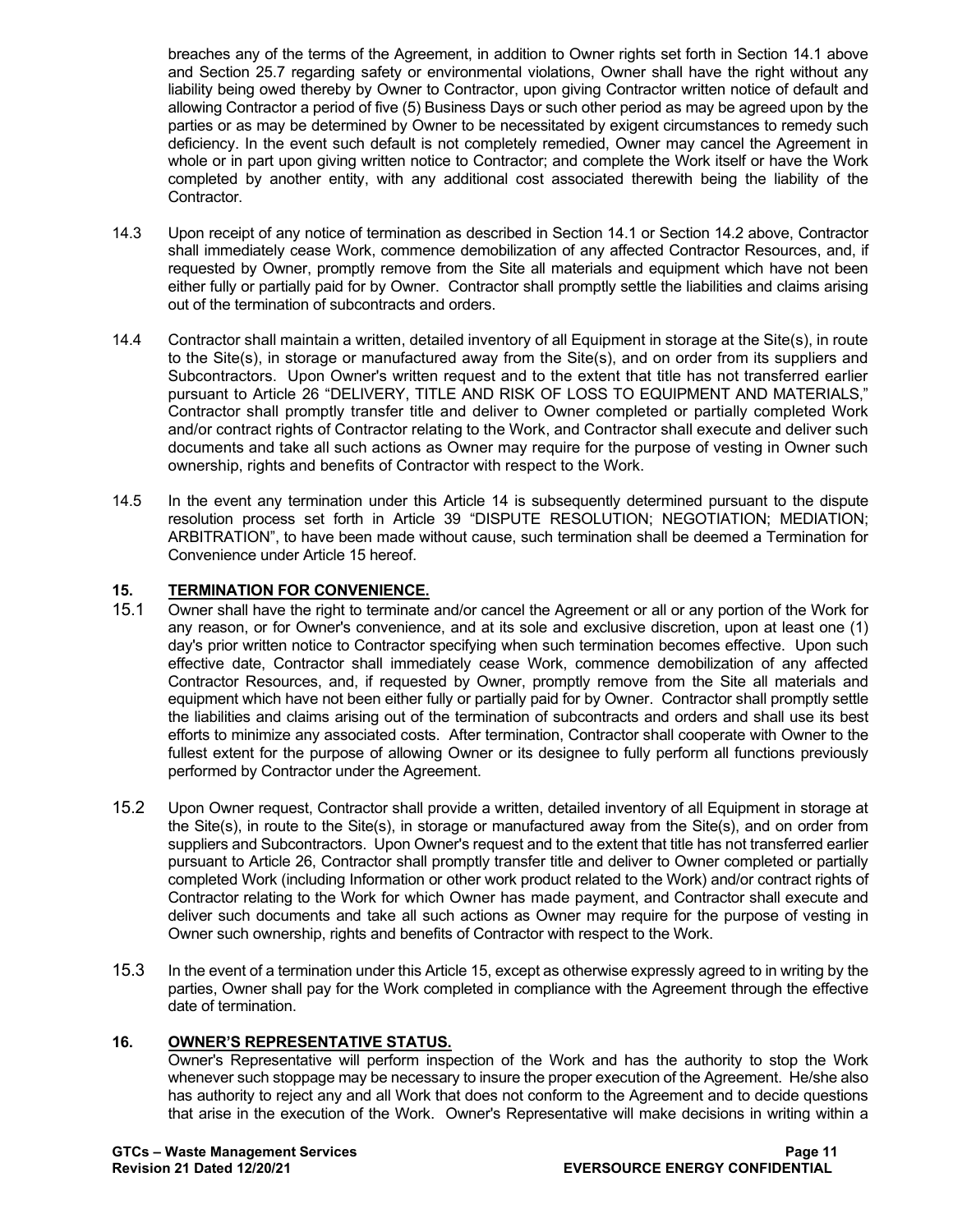breaches any of the terms of the Agreement, in addition to Owner rights set forth in Section 14.1 above and Section 25.7 regarding safety or environmental violations, Owner shall have the right without any liability being owed thereby by Owner to Contractor, upon giving Contractor written notice of default and allowing Contractor a period of five (5) Business Days or such other period as may be agreed upon by the parties or as may be determined by Owner to be necessitated by exigent circumstances to remedy such deficiency. In the event such default is not completely remedied, Owner may cancel the Agreement in whole or in part upon giving written notice to Contractor; and complete the Work itself or have the Work completed by another entity, with any additional cost associated therewith being the liability of the Contractor.

14.3 Upon receipt of any notice of termination as described in Section 14.1 or Section 14.2 above, Contractor shall immediately cease Work, commence demobilization of any affected Contractor Resources, and, if requested by Owner, promptly remove from the Site all materials and equipment which have not been either fully or partially paid for by Owner. Contractor shall promptly settle the liabilities and claims arising out of the termination of subcontracts and orders.

14.4 Contractor shall maintain a written, detailed inventory of all Equipment in storage at the Site(s), in route to the Site(s), in storage or manufactured away from the Site(s), and on order from its suppliers and Subcontractors. Upon Owner's written request and to the extent that title has not transferred earlier pursuant to Article 26 "DELIVERY, TITLE AND RISK OF LOSS TO EQUIPMENT AND MATERIALS," Contractor shall promptly transfer title and deliver to Owner completed or partially completed Work and/or contract rights of Contractor relating to the Work, and Contractor shall execute and deliver such documents and take all such actions as Owner may require for the purpose of vesting in Owner such ownership, rights and benefits of Contractor with respect to the Work.

14.5 In the event any termination under this Article 14 is subsequently determined pursuant to the dispute resolution process set forth in Article 39 "DISPUTE RESOLUTION; NEGOTIATION; MEDIATION; ARBITRATION", to have been made without cause, such termination shall be deemed a Termination for Convenience under Article 15 hereof.

## 15. TERMINATION FOR CONVENIENCE.

15.1 Owner shall have the right to terminate and/or cancel the Agreement or all or any portion of the Work for any reason, or for Owner's convenience, and at its sole and exclusive discretion, upon at least one (1) day's prior written notice to Contractor specifying when such termination becomes effective. Upon such effective date, Contractor shall immediately cease Work, commence demobilization of any affected Contractor Resources, and, if requested by Owner, promptly remove from the Site all materials and equipment which have not been either fully or partially paid for by Owner. Contractor shall promptly settle the liabilities and claims arising out of the termination of subcontracts and orders and shall use its best efforts to minimize any associated costs. After termination, Contractor shall cooperate with Owner to the fullest extent for the purpose of allowing Owner or its designee to fully perform all functions previously performed by Contractor under the Agreement.

15.2 Upon Owner request, Contractor shall provide a written, detailed inventory of all Equipment in storage at the Site(s), in route to the Site(s), in storage or manufactured away from the Site(s), and on order from suppliers and Subcontractors. Upon Owner's request and to the extent that title has not transferred earlier pursuant to Article 26, Contractor shall promptly transfer title and deliver to Owner completed or partially completed Work (including Information or other work product related to the Work) and/or contract rights of Contractor relating to the Work for which Owner has made payment, and Contractor shall execute and deliver such documents and take all such actions as Owner may require for the purpose of vesting in Owner such ownership, rights and benefits of Contractor with respect to the Work.

15.3 In the event of a termination under this Article 15, except as otherwise expressly agreed to in writing by the parties, Owner shall pay for the Work completed in compliance with the Agreement through the effective date of termination.

## 16. OWNER'S REPRESENTATIVE STATUS.

Owner's Representative will perform inspection of the Work and has the authority to stop the Work whenever such stoppage may be necessary to insure the proper execution of the Agreement. He/she also has authority to reject any and all Work that does not conform to the Agreement and to decide questions that arise in the execution of the Work. Owner's Representative will make decisions in writing within a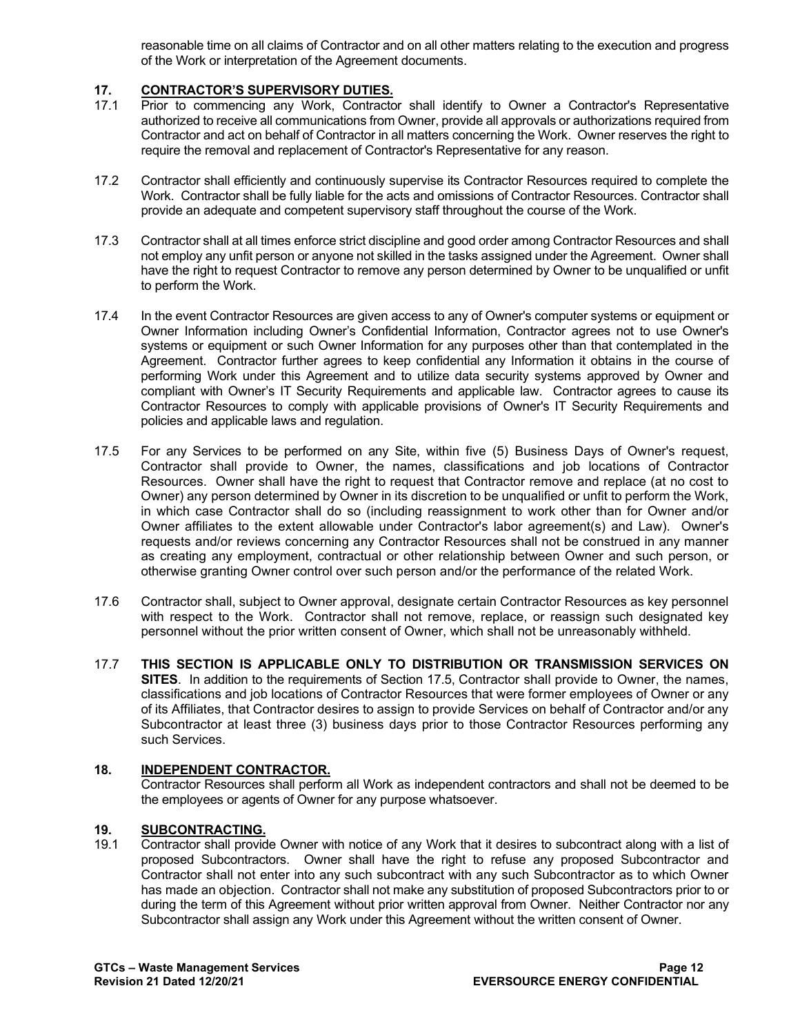reasonable time on all claims of Contractor and on all other matters relating to the execution and progress of the Work or interpretation of the Agreement documents.

## 17. CONTRACTOR'S SUPERVISORY DUTIES.

17.1 Prior to commencing any Work, Contractor shall identify to Owner a Contractor's Representative authorized to receive all communications from Owner, provide all approvals or authorizations required from Contractor and act on behalf of Contractor in all matters concerning the Work. Owner reserves the right to require the removal and replacement of Contractor's Representative for any reason.

17.2 Contractor shall efficiently and continuously supervise its Contractor Resources required to complete the Work. Contractor shall be fully liable for the acts and omissions of Contractor Resources. Contractor shall provide an adequate and competent supervisory staff throughout the course of the Work.

17.3 Contractor shall at all times enforce strict discipline and good order among Contractor Resources and shall not employ any unfit person or anyone not skilled in the tasks assigned under the Agreement. Owner shall have the right to request Contractor to remove any person determined by Owner to be unqualified or unfit to perform the Work.

17.4 In the event Contractor Resources are given access to any of Owner's computer systems or equipment or Owner Information including Owner's Confidential Information, Contractor agrees not to use Owner's systems or equipment or such Owner Information for any purposes other than that contemplated in the Agreement. Contractor further agrees to keep confidential any Information it obtains in the course of performing Work under this Agreement and to utilize data security systems approved by Owner and compliant with Owner's IT Security Requirements and applicable law. Contractor agrees to cause its Contractor Resources to comply with applicable provisions of Owner's IT Security Requirements and policies and applicable laws and regulation.

17.5 For any Services to be performed on any Site, within five (5) Business Days of Owner's request, Contractor shall provide to Owner, the names, classifications and job locations of Contractor Resources. Owner shall have the right to request that Contractor remove and replace (at no cost to Owner) any person determined by Owner in its discretion to be unqualified or unfit to perform the Work, in which case Contractor shall do so (including reassignment to work other than for Owner and/or Owner affiliates to the extent allowable under Contractor's labor agreement(s) and Law). Owner's requests and/or reviews concerning any Contractor Resources shall not be construed in any manner as creating any employment, contractual or other relationship between Owner and such person, or otherwise granting Owner control over such person and/or the performance of the related Work.

17.6 Contractor shall, subject to Owner approval, designate certain Contractor Resources as key personnel with respect to the Work. Contractor shall not remove, replace, or reassign such designated key personnel without the prior written consent of Owner, which shall not be unreasonably withheld.

17.7 **THIS SECTION IS APPLICABLE ONLY TO DISTRIBUTION OR TRANSMISSION SERVICES ON SITES**. In addition to the requirements of Section 17.5, Contractor shall provide to Owner, the names, classifications and job locations of Contractor Resources that were former employees of Owner or any of its Affiliates, that Contractor desires to assign to provide Services on behalf of Contractor and/or any Subcontractor at least three (3) business days prior to those Contractor Resources performing any such Services.

## 18. INDEPENDENT CONTRACTOR.

Contractor Resources shall perform all Work as independent contractors and shall not be deemed to be the employees or agents of Owner for any purpose whatsoever.

## 19. SUBCONTRACTING.

19.1 Contractor shall provide Owner with notice of any Work that it desires to subcontract along with a list of proposed Subcontractors. Owner shall have the right to refuse any proposed Subcontractor and Contractor shall not enter into any such subcontract with any such Subcontractor as to which Owner has made an objection. Contractor shall not make any substitution of proposed Subcontractors prior to or during the term of this Agreement without prior written approval from Owner. Neither Contractor nor any Subcontractor shall assign any Work under this Agreement without the written consent of Owner.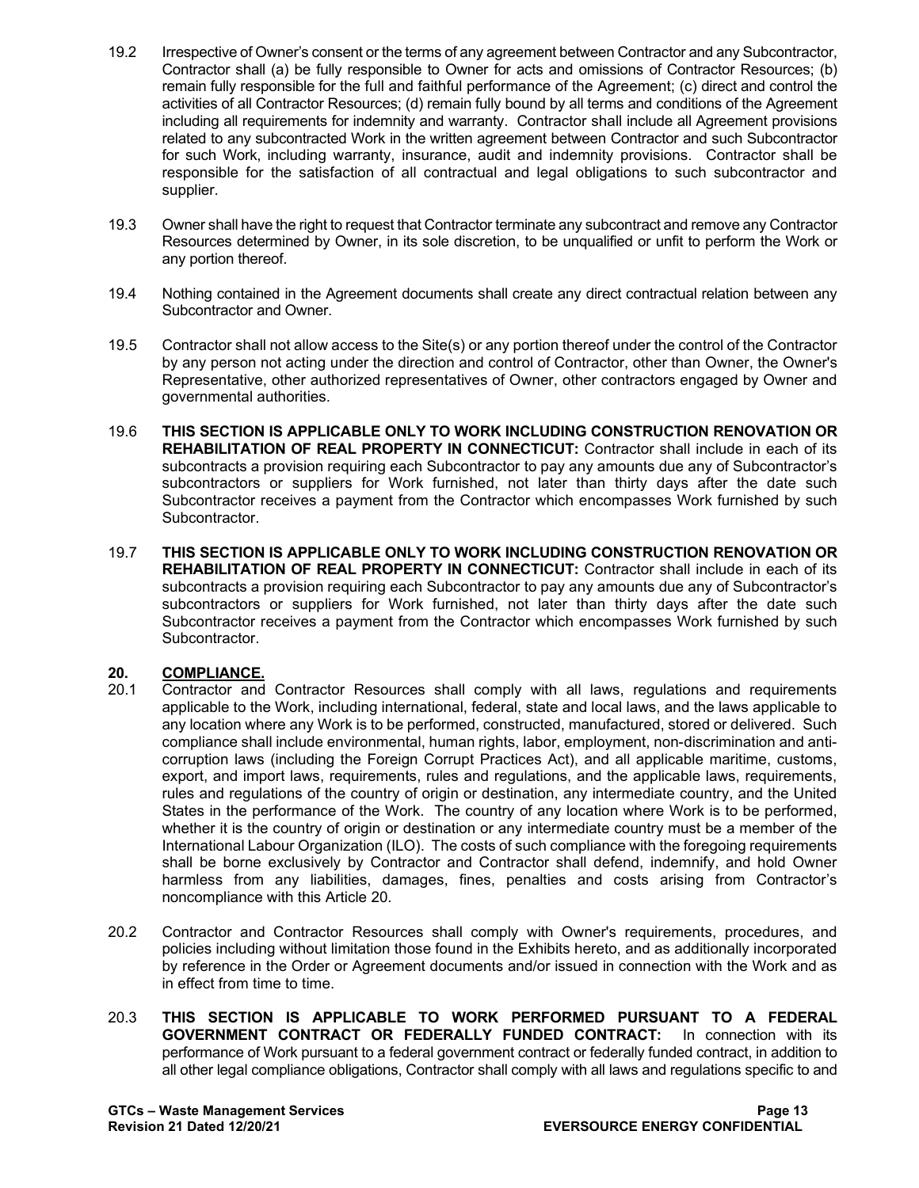19.2 Irrespective of Owner's consent or the terms of any agreement between Contractor and any Subcontractor, Contractor shall (a) be fully responsible to Owner for acts and omissions of Contractor Resources; (b) remain fully responsible for the full and faithful performance of the Agreement; (c) direct and control the activities of all Contractor Resources; (d) remain fully bound by all terms and conditions of the Agreement including all requirements for indemnity and warranty. Contractor shall include all Agreement provisions related to any subcontracted Work in the written agreement between Contractor and such Subcontractor for such Work, including warranty, insurance, audit and indemnity provisions. Contractor shall be responsible for the satisfaction of all contractual and legal obligations to such subcontractor and supplier.

19.3 Owner shall have the right to request that Contractor terminate any subcontract and remove any Contractor Resources determined by Owner, in its sole discretion, to be unqualified or unfit to perform the Work or any portion thereof.

19.4 Nothing contained in the Agreement documents shall create any direct contractual relation between any Subcontractor and Owner.

19.5 Contractor shall not allow access to the Site(s) or any portion thereof under the control of the Contractor by any person not acting under the direction and control of Contractor, other than Owner, the Owner's Representative, other authorized representatives of Owner, other contractors engaged by Owner and governmental authorities.

19.6 **THIS SECTION IS APPLICABLE ONLY TO WORK INCLUDING CONSTRUCTION RENOVATION OR REHABILITATION OF REAL PROPERTY IN CONNECTICUT:** Contractor shall include in each of its subcontracts a provision requiring each Subcontractor to pay any amounts due any of Subcontractor's subcontractors or suppliers for Work furnished, not later than thirty days after the date such Subcontractor receives a payment from the Contractor which encompasses Work furnished by such Subcontractor.

19.7 **THIS SECTION IS APPLICABLE ONLY TO WORK INCLUDING CONSTRUCTION RENOVATION OR REHABILITATION OF REAL PROPERTY IN CONNECTICUT:** Contractor shall include in each of its subcontracts a provision requiring each Subcontractor to pay any amounts due any of Subcontractor's subcontractors or suppliers for Work furnished, not later than thirty days after the date such Subcontractor receives a payment from the Contractor which encompasses Work furnished by such Subcontractor.

## 20. COMPLIANCE.

20.1 Contractor and Contractor Resources shall comply with all laws, regulations and requirements applicable to the Work, including international, federal, state and local laws, and the laws applicable to any location where any Work is to be performed, constructed, manufactured, stored or delivered. Such compliance shall include environmental, human rights, labor, employment, non-discrimination and anti-corruption laws (including the Foreign Corrupt Practices Act), and all applicable maritime, customs, export, and import laws, requirements, rules and regulations, and the applicable laws, requirements, rules and regulations of the country of origin or destination, any intermediate country, and the United States in the performance of the Work. The country of any location where Work is to be performed, whether it is the country of origin or destination or any intermediate country must be a member of the International Labour Organization (ILO). The costs of such compliance with the foregoing requirements shall be borne exclusively by Contractor and Contractor shall defend, indemnify, and hold Owner harmless from any liabilities, damages, fines, penalties and costs arising from Contractor's noncompliance with this Article 20.

20.2 Contractor and Contractor Resources shall comply with Owner's requirements, procedures, and policies including without limitation those found in the Exhibits hereto, and as additionally incorporated by reference in the Order or Agreement documents and/or issued in connection with the Work and as in effect from time to time.

20.3 **THIS SECTION IS APPLICABLE TO WORK PERFORMED PURSUANT TO A FEDERAL GOVERNMENT CONTRACT OR FEDERALLY FUNDED CONTRACT:** In connection with its performance of Work pursuant to a federal government contract or federally funded contract, in addition to all other legal compliance obligations, Contractor shall comply with all laws and regulations specific to and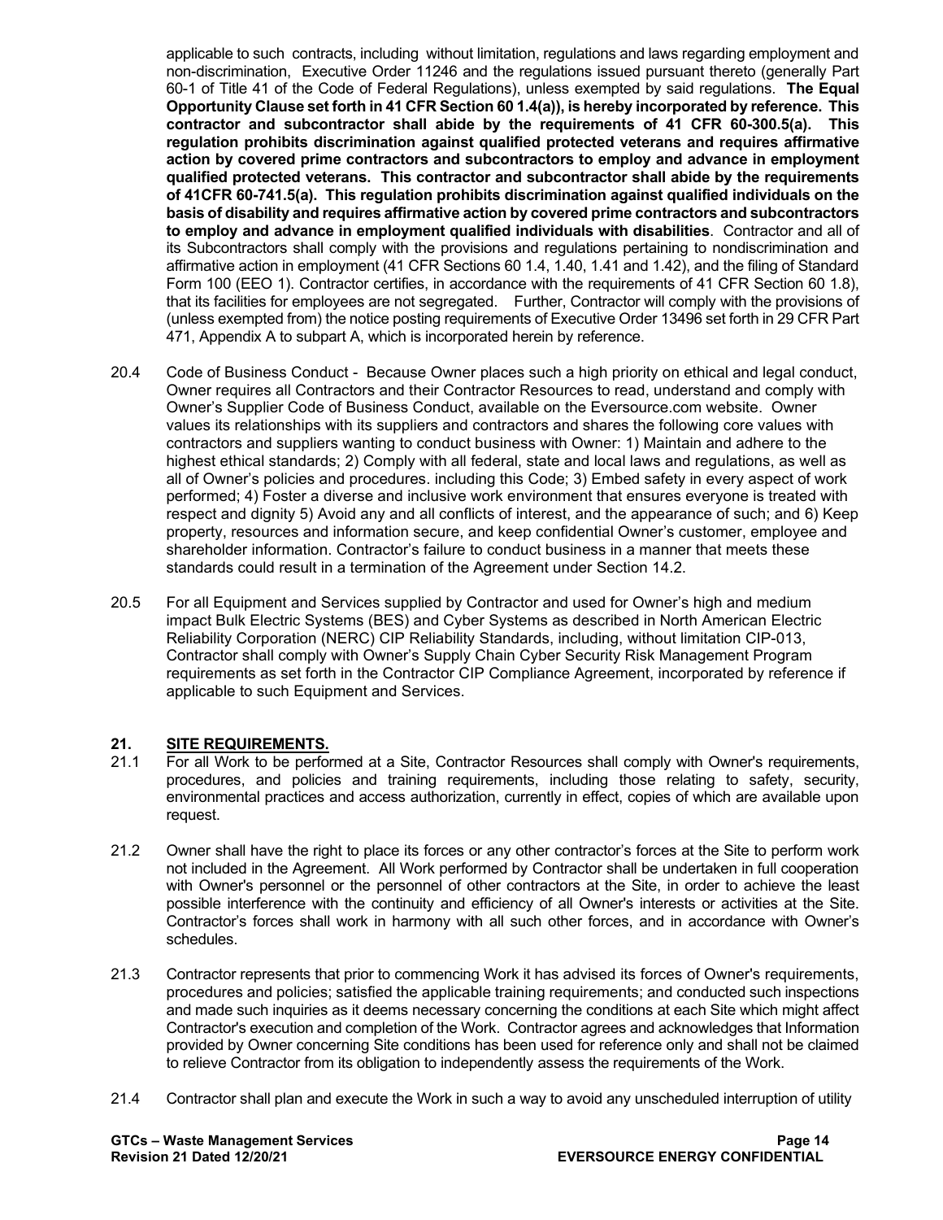applicable to such contracts, including without limitation, regulations and laws regarding employment and non-discrimination, Executive Order 11246 and the regulations issued pursuant thereto (generally Part 60-1 of Title 41 of the Code of Federal Regulations), unless exempted by said regulations. **The Equal Opportunity Clause set forth in 41 CFR Section 60 1.4(a)), is hereby incorporated by reference. This contractor and subcontractor shall abide by the requirements of 41 CFR 60-300.5(a). This regulation prohibits discrimination against qualified protected veterans and requires affirmative action by covered prime contractors and subcontractors to employ and advance in employment qualified protected veterans. This contractor and subcontractor shall abide by the requirements of 41CFR 60-741.5(a). This regulation prohibits discrimination against qualified individuals on the basis of disability and requires affirmative action by covered prime contractors and subcontractors to employ and advance in employment qualified individuals with disabilities**. Contractor and all of its Subcontractors shall comply with the provisions and regulations pertaining to nondiscrimination and affirmative action in employment (41 CFR Sections 60 1.4, 1.40, 1.41 and 1.42), and the filing of Standard Form 100 (EEO 1). Contractor certifies, in accordance with the requirements of 41 CFR Section 60 1.8), that its facilities for employees are not segregated. Further, Contractor will comply with the provisions of (unless exempted from) the notice posting requirements of Executive Order 13496 set forth in 29 CFR Part 471, Appendix A to subpart A, which is incorporated herein by reference.

20.4 Code of Business Conduct - Because Owner places such a high priority on ethical and legal conduct, Owner requires all Contractors and their Contractor Resources to read, understand and comply with Owner's Supplier Code of Business Conduct, available on the Eversource.com website. Owner values its relationships with its suppliers and contractors and shares the following core values with contractors and suppliers wanting to conduct business with Owner: 1) Maintain and adhere to the highest ethical standards; 2) Comply with all federal, state and local laws and regulations, as well as all of Owner's policies and procedures. including this Code; 3) Embed safety in every aspect of work performed; 4) Foster a diverse and inclusive work environment that ensures everyone is treated with respect and dignity 5) Avoid any and all conflicts of interest, and the appearance of such; and 6) Keep property, resources and information secure, and keep confidential Owner's customer, employee and shareholder information. Contractor's failure to conduct business in a manner that meets these standards could result in a termination of the Agreement under Section 14.2.

20.5 For all Equipment and Services supplied by Contractor and used for Owner's high and medium impact Bulk Electric Systems (BES) and Cyber Systems as described in North American Electric Reliability Corporation (NERC) CIP Reliability Standards, including, without limitation CIP-013, Contractor shall comply with Owner's Supply Chain Cyber Security Risk Management Program requirements as set forth in the Contractor CIP Compliance Agreement, incorporated by reference if applicable to such Equipment and Services.

## 21. SITE REQUIREMENTS.

21.1 For all Work to be performed at a Site, Contractor Resources shall comply with Owner's requirements, procedures, and policies and training requirements, including those relating to safety, security, environmental practices and access authorization, currently in effect, copies of which are available upon request.

21.2 Owner shall have the right to place its forces or any other contractor's forces at the Site to perform work not included in the Agreement. All Work performed by Contractor shall be undertaken in full cooperation with Owner's personnel or the personnel of other contractors at the Site, in order to achieve the least possible interference with the continuity and efficiency of all Owner's interests or activities at the Site. Contractor's forces shall work in harmony with all such other forces, and in accordance with Owner's schedules.

21.3 Contractor represents that prior to commencing Work it has advised its forces of Owner's requirements, procedures and policies; satisfied the applicable training requirements; and conducted such inspections and made such inquiries as it deems necessary concerning the conditions at each Site which might affect Contractor's execution and completion of the Work. Contractor agrees and acknowledges that Information provided by Owner concerning Site conditions has been used for reference only and shall not be claimed to relieve Contractor from its obligation to independently assess the requirements of the Work.

21.4 Contractor shall plan and execute the Work in such a way to avoid any unscheduled interruption of utility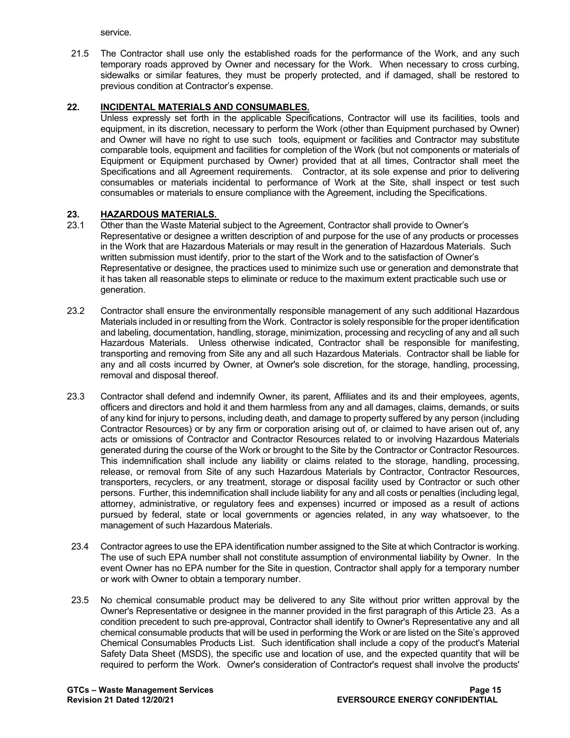service.

21.5 The Contractor shall use only the established roads for the performance of the Work, and any such temporary roads approved by Owner and necessary for the Work. When necessary to cross curbing, sidewalks or similar features, they must be properly protected, and if damaged, shall be restored to previous condition at Contractor's expense.

## 22. INCIDENTAL MATERIALS AND CONSUMABLES.

Unless expressly set forth in the applicable Specifications, Contractor will use its facilities, tools and equipment, in its discretion, necessary to perform the Work (other than Equipment purchased by Owner) and Owner will have no right to use such tools, equipment or facilities and Contractor may substitute comparable tools, equipment and facilities for completion of the Work (but not components or materials of Equipment or Equipment purchased by Owner) provided that at all times, Contractor shall meet the Specifications and all Agreement requirements. Contractor, at its sole expense and prior to delivering consumables or materials incidental to performance of Work at the Site, shall inspect or test such consumables or materials to ensure compliance with the Agreement, including the Specifications.

## 23. HAZARDOUS MATERIALS.

23.1 Other than the Waste Material subject to the Agreement, Contractor shall provide to Owner's Representative or designee a written description of and purpose for the use of any products or processes in the Work that are Hazardous Materials or may result in the generation of Hazardous Materials. Such written submission must identify, prior to the start of the Work and to the satisfaction of Owner's Representative or designee, the practices used to minimize such use or generation and demonstrate that it has taken all reasonable steps to eliminate or reduce to the maximum extent practicable such use or generation.

23.2 Contractor shall ensure the environmentally responsible management of any such additional Hazardous Materials included in or resulting from the Work. Contractor is solely responsible for the proper identification and labeling, documentation, handling, storage, minimization, processing and recycling of any and all such Hazardous Materials. Unless otherwise indicated, Contractor shall be responsible for manifesting, transporting and removing from Site any and all such Hazardous Materials. Contractor shall be liable for any and all costs incurred by Owner, at Owner's sole discretion, for the storage, handling, processing, removal and disposal thereof.

23.3 Contractor shall defend and indemnify Owner, its parent, Affiliates and its and their employees, agents, officers and directors and hold it and them harmless from any and all damages, claims, demands, or suits of any kind for injury to persons, including death, and damage to property suffered by any person (including Contractor Resources) or by any firm or corporation arising out of, or claimed to have arisen out of, any acts or omissions of Contractor and Contractor Resources related to or involving Hazardous Materials generated during the course of the Work or brought to the Site by the Contractor or Contractor Resources. This indemnification shall include any liability or claims related to the storage, handling, processing, release, or removal from Site of any such Hazardous Materials by Contractor, Contractor Resources, transporters, recyclers, or any treatment, storage or disposal facility used by Contractor or such other persons. Further, this indemnification shall include liability for any and all costs or penalties (including legal, attorney, administrative, or regulatory fees and expenses) incurred or imposed as a result of actions pursued by federal, state or local governments or agencies related, in any way whatsoever, to the management of such Hazardous Materials.

23.4 Contractor agrees to use the EPA identification number assigned to the Site at which Contractor is working. The use of such EPA number shall not constitute assumption of environmental liability by Owner. In the event Owner has no EPA number for the Site in question, Contractor shall apply for a temporary number or work with Owner to obtain a temporary number.

23.5 No chemical consumable product may be delivered to any Site without prior written approval by the Owner's Representative or designee in the manner provided in the first paragraph of this Article 23. As a condition precedent to such pre-approval, Contractor shall identify to Owner's Representative any and all chemical consumable products that will be used in performing the Work or are listed on the Site's approved Chemical Consumables Products List. Such identification shall include a copy of the product's Material Safety Data Sheet (MSDS), the specific use and location of use, and the expected quantity that will be required to perform the Work. Owner's consideration of Contractor's request shall involve the products'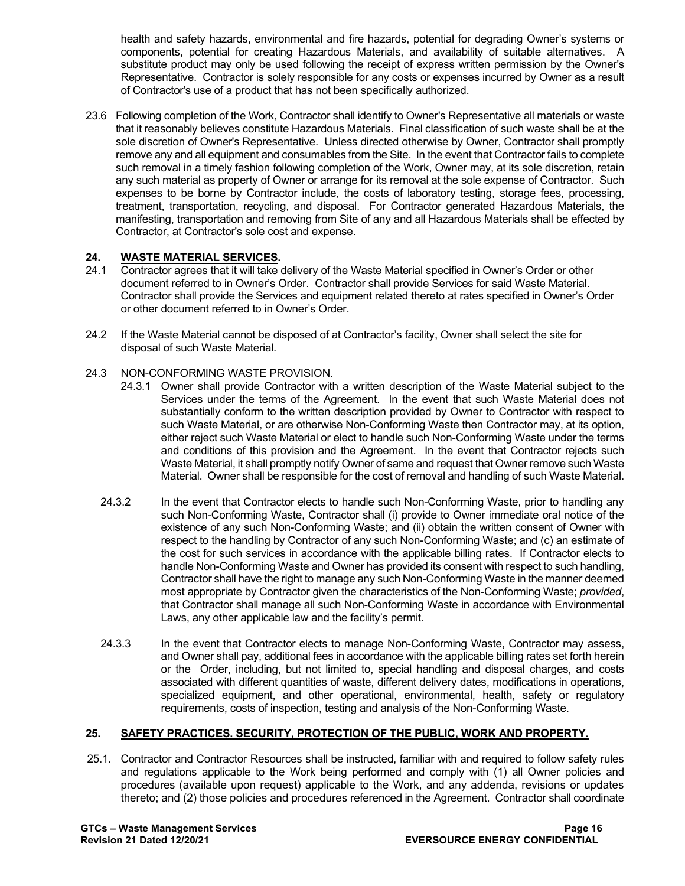health and safety hazards, environmental and fire hazards, potential for degrading Owner's systems or components, potential for creating Hazardous Materials, and availability of suitable alternatives. A substitute product may only be used following the receipt of express written permission by the Owner's Representative. Contractor is solely responsible for any costs or expenses incurred by Owner as a result of Contractor's use of a product that has not been specifically authorized.

23.6 Following completion of the Work, Contractor shall identify to Owner's Representative all materials or waste that it reasonably believes constitute Hazardous Materials. Final classification of such waste shall be at the sole discretion of Owner's Representative. Unless directed otherwise by Owner, Contractor shall promptly remove any and all equipment and consumables from the Site. In the event that Contractor fails to complete such removal in a timely fashion following completion of the Work, Owner may, at its sole discretion, retain any such material as property of Owner or arrange for its removal at the sole expense of Contractor. Such expenses to be borne by Contractor include, the costs of laboratory testing, storage fees, processing, treatment, transportation, recycling, and disposal. For Contractor generated Hazardous Materials, the manifesting, transportation and removing from Site of any and all Hazardous Materials shall be effected by Contractor, at Contractor's sole cost and expense.

## 24. WASTE MATERIAL SERVICES.

24.1 Contractor agrees that it will take delivery of the Waste Material specified in Owner's Order or other document referred to in Owner's Order. Contractor shall provide Services for said Waste Material. Contractor shall provide the Services and equipment related thereto at rates specified in Owner's Order or other document referred to in Owner's Order.

24.2 If the Waste Material cannot be disposed of at Contractor's facility, Owner shall select the site for disposal of such Waste Material.

24.3 NON-CONFORMING WASTE PROVISION.

24.3.1 Owner shall provide Contractor with a written description of the Waste Material subject to the Services under the terms of the Agreement. In the event that such Waste Material does not substantially conform to the written description provided by Owner to Contractor with respect to such Waste Material, or are otherwise Non-Conforming Waste then Contractor may, at its option, either reject such Waste Material or elect to handle such Non-Conforming Waste under the terms and conditions of this provision and the Agreement. In the event that Contractor rejects such Waste Material, it shall promptly notify Owner of same and request that Owner remove such Waste Material. Owner shall be responsible for the cost of removal and handling of such Waste Material.

24.3.2 In the event that Contractor elects to handle such Non-Conforming Waste, prior to handling any such Non-Conforming Waste, Contractor shall (i) provide to Owner immediate oral notice of the existence of any such Non-Conforming Waste; and (ii) obtain the written consent of Owner with respect to the handling by Contractor of any such Non-Conforming Waste; and (c) an estimate of the cost for such services in accordance with the applicable billing rates. If Contractor elects to handle Non-Conforming Waste and Owner has provided its consent with respect to such handling, Contractor shall have the right to manage any such Non-Conforming Waste in the manner deemed most appropriate by Contractor given the characteristics of the Non-Conforming Waste; *provided*, that Contractor shall manage all such Non-Conforming Waste in accordance with Environmental Laws, any other applicable law and the facility's permit.

24.3.3 In the event that Contractor elects to manage Non-Conforming Waste, Contractor may assess, and Owner shall pay, additional fees in accordance with the applicable billing rates set forth herein or the Order, including, but not limited to, special handling and disposal charges, and costs associated with different quantities of waste, different delivery dates, modifications in operations, specialized equipment, and other operational, environmental, health, safety or regulatory requirements, costs of inspection, testing and analysis of the Non-Conforming Waste.

## 25. SAFETY PRACTICES. SECURITY, PROTECTION OF THE PUBLIC, WORK AND PROPERTY.

25.1. Contractor and Contractor Resources shall be instructed, familiar with and required to follow safety rules and regulations applicable to the Work being performed and comply with (1) all Owner policies and procedures (available upon request) applicable to the Work, and any addenda, revisions or updates thereto; and (2) those policies and procedures referenced in the Agreement. Contractor shall coordinate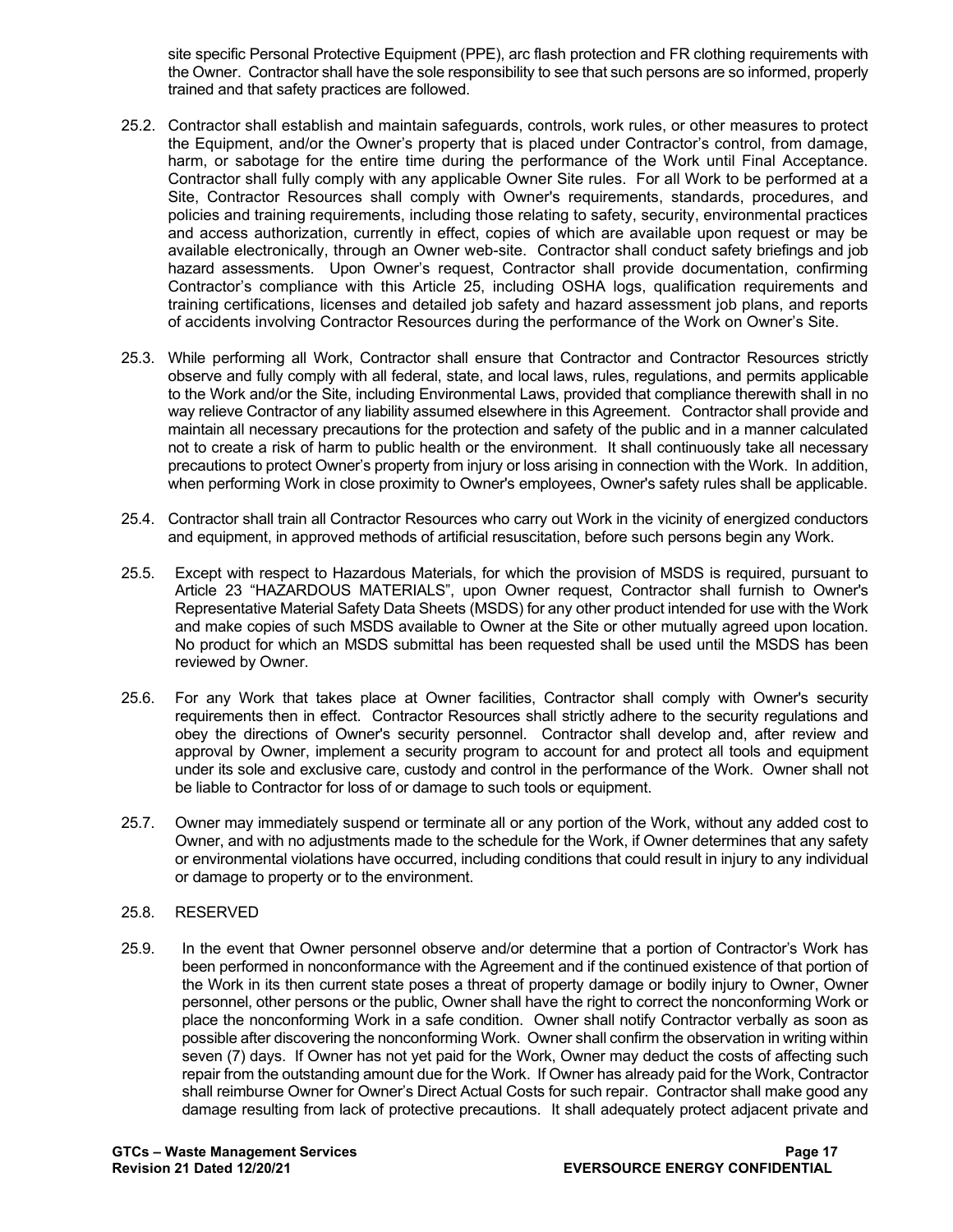site specific Personal Protective Equipment (PPE), arc flash protection and FR clothing requirements with the Owner. Contractor shall have the sole responsibility to see that such persons are so informed, properly trained and that safety practices are followed.

25.2. Contractor shall establish and maintain safeguards, controls, work rules, or other measures to protect the Equipment, and/or the Owner's property that is placed under Contractor's control, from damage, harm, or sabotage for the entire time during the performance of the Work until Final Acceptance. Contractor shall fully comply with any applicable Owner Site rules. For all Work to be performed at a Site, Contractor Resources shall comply with Owner's requirements, standards, procedures, and policies and training requirements, including those relating to safety, security, environmental practices and access authorization, currently in effect, copies of which are available upon request or may be available electronically, through an Owner web-site. Contractor shall conduct safety briefings and job hazard assessments. Upon Owner's request, Contractor shall provide documentation, confirming Contractor's compliance with this Article 25, including OSHA logs, qualification requirements and training certifications, licenses and detailed job safety and hazard assessment job plans, and reports of accidents involving Contractor Resources during the performance of the Work on Owner's Site.

25.3. While performing all Work, Contractor shall ensure that Contractor and Contractor Resources strictly observe and fully comply with all federal, state, and local laws, rules, regulations, and permits applicable to the Work and/or the Site, including Environmental Laws, provided that compliance therewith shall in no way relieve Contractor of any liability assumed elsewhere in this Agreement. Contractor shall provide and maintain all necessary precautions for the protection and safety of the public and in a manner calculated not to create a risk of harm to public health or the environment. It shall continuously take all necessary precautions to protect Owner's property from injury or loss arising in connection with the Work. In addition, when performing Work in close proximity to Owner's employees, Owner's safety rules shall be applicable.

25.4. Contractor shall train all Contractor Resources who carry out Work in the vicinity of energized conductors and equipment, in approved methods of artificial resuscitation, before such persons begin any Work.

25.5. Except with respect to Hazardous Materials, for which the provision of MSDS is required, pursuant to Article 23 "HAZARDOUS MATERIALS", upon Owner request, Contractor shall furnish to Owner's Representative Material Safety Data Sheets (MSDS) for any other product intended for use with the Work and make copies of such MSDS available to Owner at the Site or other mutually agreed upon location. No product for which an MSDS submittal has been requested shall be used until the MSDS has been reviewed by Owner.

25.6. For any Work that takes place at Owner facilities, Contractor shall comply with Owner's security requirements then in effect. Contractor Resources shall strictly adhere to the security regulations and obey the directions of Owner's security personnel. Contractor shall develop and, after review and approval by Owner, implement a security program to account for and protect all tools and equipment under its sole and exclusive care, custody and control in the performance of the Work. Owner shall not be liable to Contractor for loss of or damage to such tools or equipment.

25.7. Owner may immediately suspend or terminate all or any portion of the Work, without any added cost to Owner, and with no adjustments made to the schedule for the Work, if Owner determines that any safety or environmental violations have occurred, including conditions that could result in injury to any individual or damage to property or to the environment.

25.8. RESERVED

25.9. In the event that Owner personnel observe and/or determine that a portion of Contractor's Work has been performed in nonconformance with the Agreement and if the continued existence of that portion of the Work in its then current state poses a threat of property damage or bodily injury to Owner, Owner personnel, other persons or the public, Owner shall have the right to correct the nonconforming Work or place the nonconforming Work in a safe condition. Owner shall notify Contractor verbally as soon as possible after discovering the nonconforming Work. Owner shall confirm the observation in writing within seven (7) days. If Owner has not yet paid for the Work, Owner may deduct the costs of affecting such repair from the outstanding amount due for the Work. If Owner has already paid for the Work, Contractor shall reimburse Owner for Owner's Direct Actual Costs for such repair. Contractor shall make good any damage resulting from lack of protective precautions. It shall adequately protect adjacent private and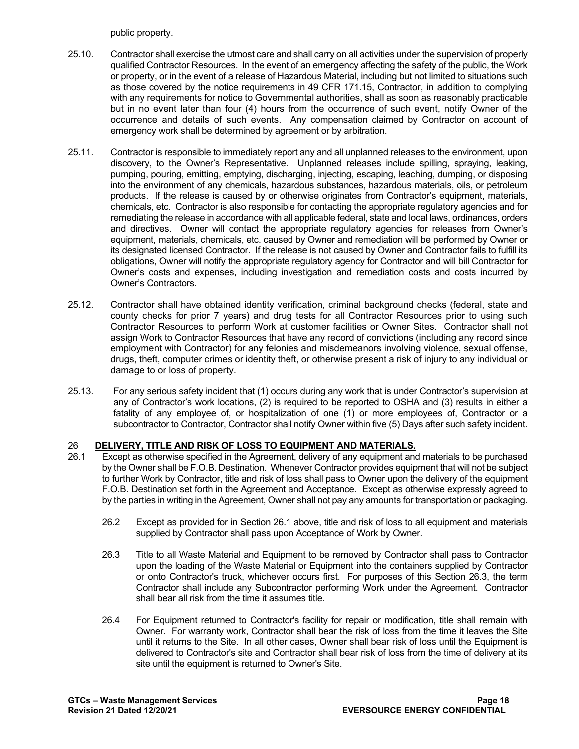public property.

25.10. Contractor shall exercise the utmost care and shall carry on all activities under the supervision of properly qualified Contractor Resources. In the event of an emergency affecting the safety of the public, the Work or property, or in the event of a release of Hazardous Material, including but not limited to situations such as those covered by the notice requirements in 49 CFR 171.15, Contractor, in addition to complying with any requirements for notice to Governmental authorities, shall as soon as reasonably practicable but in no event later than four (4) hours from the occurrence of such event, notify Owner of the occurrence and details of such events. Any compensation claimed by Contractor on account of emergency work shall be determined by agreement or by arbitration.

25.11. Contractor is responsible to immediately report any and all unplanned releases to the environment, upon discovery, to the Owner's Representative. Unplanned releases include spilling, spraying, leaking, pumping, pouring, emitting, emptying, discharging, injecting, escaping, leaching, dumping, or disposing into the environment of any chemicals, hazardous substances, hazardous materials, oils, or petroleum products. If the release is caused by or otherwise originates from Contractor's equipment, materials, chemicals, etc. Contractor is also responsible for contacting the appropriate regulatory agencies and for remediating the release in accordance with all applicable federal, state and local laws, ordinances, orders and directives. Owner will contact the appropriate regulatory agencies for releases from Owner's equipment, materials, chemicals, etc. caused by Owner and remediation will be performed by Owner or its designated licensed Contractor. If the release is not caused by Owner and Contractor fails to fulfill its obligations, Owner will notify the appropriate regulatory agency for Contractor and will bill Contractor for Owner's costs and expenses, including investigation and remediation costs and costs incurred by Owner's Contractors.

25.12. Contractor shall have obtained identity verification, criminal background checks (federal, state and county checks for prior 7 years) and drug tests for all Contractor Resources prior to using such Contractor Resources to perform Work at customer facilities or Owner Sites. Contractor shall not assign Work to Contractor Resources that have any record of convictions (including any record since employment with Contractor) for any felonies and misdemeanors involving violence, sexual offense, drugs, theft, computer crimes or identity theft, or otherwise present a risk of injury to any individual or damage to or loss of property.

25.13. For any serious safety incident that (1) occurs during any work that is under Contractor's supervision at any of Contractor's work locations, (2) is required to be reported to OSHA and (3) results in either a fatality of any employee of, or hospitalization of one (1) or more employees of, Contractor or a subcontractor to Contractor, Contractor shall notify Owner within five (5) Days after such safety incident.

## 26 DELIVERY, TITLE AND RISK OF LOSS TO EQUIPMENT AND MATERIALS.

26.1 Except as otherwise specified in the Agreement, delivery of any equipment and materials to be purchased by the Owner shall be F.O.B. Destination. Whenever Contractor provides equipment that will not be subject to further Work by Contractor, title and risk of loss shall pass to Owner upon the delivery of the equipment F.O.B. Destination set forth in the Agreement and Acceptance. Except as otherwise expressly agreed to by the parties in writing in the Agreement, Owner shall not pay any amounts for transportation or packaging.

26.2 Except as provided for in Section 26.1 above, title and risk of loss to all equipment and materials supplied by Contractor shall pass upon Acceptance of Work by Owner.

26.3 Title to all Waste Material and Equipment to be removed by Contractor shall pass to Contractor upon the loading of the Waste Material or Equipment into the containers supplied by Contractor or onto Contractor's truck, whichever occurs first. For purposes of this Section 26.3, the term Contractor shall include any Subcontractor performing Work under the Agreement. Contractor shall bear all risk from the time it assumes title.

26.4 For Equipment returned to Contractor's facility for repair or modification, title shall remain with Owner. For warranty work, Contractor shall bear the risk of loss from the time it leaves the Site until it returns to the Site. In all other cases, Owner shall bear risk of loss until the Equipment is delivered to Contractor's site and Contractor shall bear risk of loss from the time of delivery at its site until the equipment is returned to Owner's Site.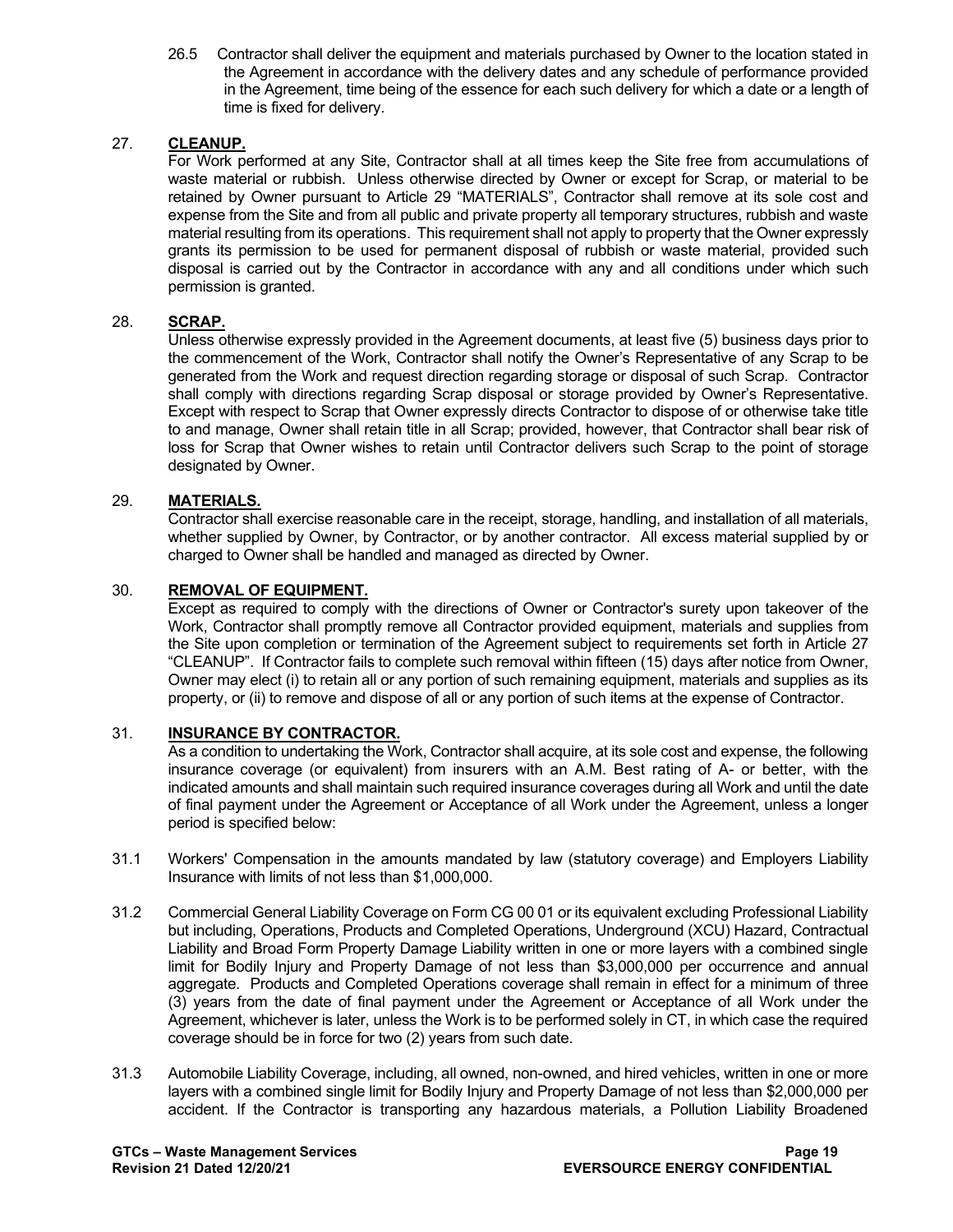26.5 Contractor shall deliver the equipment and materials purchased by Owner to the location stated in the Agreement in accordance with the delivery dates and any schedule of performance provided in the Agreement, time being of the essence for each such delivery for which a date or a length of time is fixed for delivery.

## 27. CLEANUP.

For Work performed at any Site, Contractor shall at all times keep the Site free from accumulations of waste material or rubbish. Unless otherwise directed by Owner or except for Scrap, or material to be retained by Owner pursuant to Article 29 "MATERIALS", Contractor shall remove at its sole cost and expense from the Site and from all public and private property all temporary structures, rubbish and waste material resulting from its operations. This requirement shall not apply to property that the Owner expressly grants its permission to be used for permanent disposal of rubbish or waste material, provided such disposal is carried out by the Contractor in accordance with any and all conditions under which such permission is granted.

## 28. SCRAP.

Unless otherwise expressly provided in the Agreement documents, at least five (5) business days prior to the commencement of the Work, Contractor shall notify the Owner's Representative of any Scrap to be generated from the Work and request direction regarding storage or disposal of such Scrap. Contractor shall comply with directions regarding Scrap disposal or storage provided by Owner's Representative. Except with respect to Scrap that Owner expressly directs Contractor to dispose of or otherwise take title to and manage, Owner shall retain title in all Scrap; provided, however, that Contractor shall bear risk of loss for Scrap that Owner wishes to retain until Contractor delivers such Scrap to the point of storage designated by Owner.

## 29. MATERIALS.

Contractor shall exercise reasonable care in the receipt, storage, handling, and installation of all materials, whether supplied by Owner, by Contractor, or by another contractor. All excess material supplied by or charged to Owner shall be handled and managed as directed by Owner.

## 30. REMOVAL OF EQUIPMENT.

Except as required to comply with the directions of Owner or Contractor's surety upon takeover of the Work, Contractor shall promptly remove all Contractor provided equipment, materials and supplies from the Site upon completion or termination of the Agreement subject to requirements set forth in Article 27 "CLEANUP". If Contractor fails to complete such removal within fifteen (15) days after notice from Owner, Owner may elect (i) to retain all or any portion of such remaining equipment, materials and supplies as its property, or (ii) to remove and dispose of all or any portion of such items at the expense of Contractor.

## 31. INSURANCE BY CONTRACTOR.

As a condition to undertaking the Work, Contractor shall acquire, at its sole cost and expense, the following insurance coverage (or equivalent) from insurers with an A.M. Best rating of A- or better, with the indicated amounts and shall maintain such required insurance coverages during all Work and until the date of final payment under the Agreement or Acceptance of all Work under the Agreement, unless a longer period is specified below:

31.1 Workers' Compensation in the amounts mandated by law (statutory coverage) and Employers Liability Insurance with limits of not less than $1,000,000.

31.2 Commercial General Liability Coverage on Form CG 00 01 or its equivalent excluding Professional Liability but including, Operations, Products and Completed Operations, Underground (XCU) Hazard, Contractual Liability and Broad Form Property Damage Liability written in one or more layers with a combined single limit for Bodily Injury and Property Damage of not less than $3,000,000 per occurrence and annual aggregate. Products and Completed Operations coverage shall remain in effect for a minimum of three (3) years from the date of final payment under the Agreement or Acceptance of all Work under the Agreement, whichever is later, unless the Work is to be performed solely in CT, in which case the required coverage should be in force for two (2) years from such date.

31.3 Automobile Liability Coverage, including, all owned, non-owned, and hired vehicles, written in one or more layers with a combined single limit for Bodily Injury and Property Damage of not less than $2,000,000 per accident. If the Contractor is transporting any hazardous materials, a Pollution Liability Broadened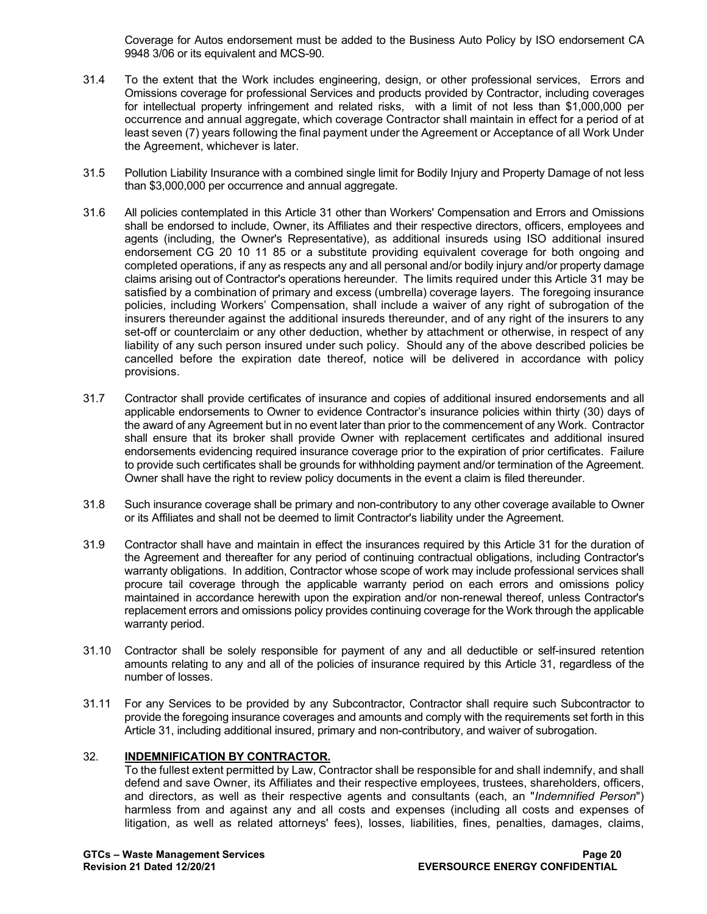Coverage for Autos endorsement must be added to the Business Auto Policy by ISO endorsement CA 9948 3/06 or its equivalent and MCS-90.

31.4 To the extent that the Work includes engineering, design, or other professional services, Errors and Omissions coverage for professional Services and products provided by Contractor, including coverages for intellectual property infringement and related risks, with a limit of not less than $1,000,000 per occurrence and annual aggregate, which coverage Contractor shall maintain in effect for a period of at least seven (7) years following the final payment under the Agreement or Acceptance of all Work Under the Agreement, whichever is later.

31.5 Pollution Liability Insurance with a combined single limit for Bodily Injury and Property Damage of not less than $3,000,000 per occurrence and annual aggregate.

31.6 All policies contemplated in this Article 31 other than Workers' Compensation and Errors and Omissions shall be endorsed to include, Owner, its Affiliates and their respective directors, officers, employees and agents (including, the Owner's Representative), as additional insureds using ISO additional insured endorsement CG 20 10 11 85 or a substitute providing equivalent coverage for both ongoing and completed operations, if any as respects any and all personal and/or bodily injury and/or property damage claims arising out of Contractor's operations hereunder. The limits required under this Article 31 may be satisfied by a combination of primary and excess (umbrella) coverage layers. The foregoing insurance policies, including Workers' Compensation, shall include a waiver of any right of subrogation of the insurers thereunder against the additional insureds thereunder, and of any right of the insurers to any set-off or counterclaim or any other deduction, whether by attachment or otherwise, in respect of any liability of any such person insured under such policy. Should any of the above described policies be cancelled before the expiration date thereof, notice will be delivered in accordance with policy provisions.

31.7 Contractor shall provide certificates of insurance and copies of additional insured endorsements and all applicable endorsements to Owner to evidence Contractor's insurance policies within thirty (30) days of the award of any Agreement but in no event later than prior to the commencement of any Work. Contractor shall ensure that its broker shall provide Owner with replacement certificates and additional insured endorsements evidencing required insurance coverage prior to the expiration of prior certificates. Failure to provide such certificates shall be grounds for withholding payment and/or termination of the Agreement. Owner shall have the right to review policy documents in the event a claim is filed thereunder.

31.8 Such insurance coverage shall be primary and non-contributory to any other coverage available to Owner or its Affiliates and shall not be deemed to limit Contractor's liability under the Agreement.

31.9 Contractor shall have and maintain in effect the insurances required by this Article 31 for the duration of the Agreement and thereafter for any period of continuing contractual obligations, including Contractor's warranty obligations. In addition, Contractor whose scope of work may include professional services shall procure tail coverage through the applicable warranty period on each errors and omissions policy maintained in accordance herewith upon the expiration and/or non-renewal thereof, unless Contractor's replacement errors and omissions policy provides continuing coverage for the Work through the applicable warranty period.

31.10 Contractor shall be solely responsible for payment of any and all deductible or self-insured retention amounts relating to any and all of the policies of insurance required by this Article 31, regardless of the number of losses.

31.11 For any Services to be provided by any Subcontractor, Contractor shall require such Subcontractor to provide the foregoing insurance coverages and amounts and comply with the requirements set forth in this Article 31, including additional insured, primary and non-contributory, and waiver of subrogation.

## 32. **INDEMNIFICATION BY CONTRACTOR.**

To the fullest extent permitted by Law, Contractor shall be responsible for and shall indemnify, and shall defend and save Owner, its Affiliates and their respective employees, trustees, shareholders, officers, and directors, as well as their respective agents and consultants (each, an "*Indemnified Person*") harmless from and against any and all costs and expenses (including all costs and expenses of litigation, as well as related attorneys' fees), losses, liabilities, fines, penalties, damages, claims,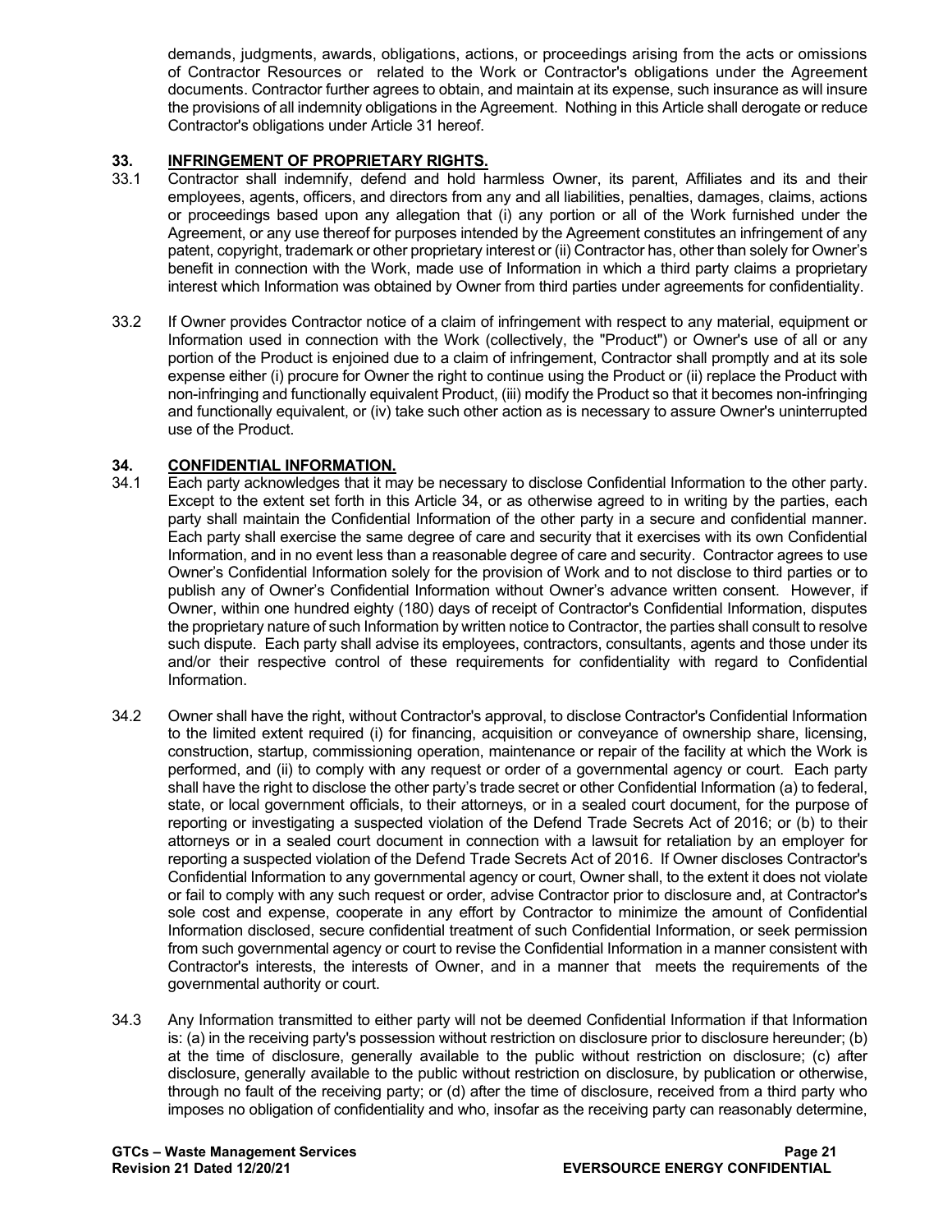demands, judgments, awards, obligations, actions, or proceedings arising from the acts or omissions of Contractor Resources or related to the Work or Contractor's obligations under the Agreement documents. Contractor further agrees to obtain, and maintain at its expense, such insurance as will insure the provisions of all indemnity obligations in the Agreement. Nothing in this Article shall derogate or reduce Contractor's obligations under Article 31 hereof.

## 33. INFRINGEMENT OF PROPRIETARY RIGHTS.

33.1 Contractor shall indemnify, defend and hold harmless Owner, its parent, Affiliates and its and their employees, agents, officers, and directors from any and all liabilities, penalties, damages, claims, actions or proceedings based upon any allegation that (i) any portion or all of the Work furnished under the Agreement, or any use thereof for purposes intended by the Agreement constitutes an infringement of any patent, copyright, trademark or other proprietary interest or (ii) Contractor has, other than solely for Owner's benefit in connection with the Work, made use of Information in which a third party claims a proprietary interest which Information was obtained by Owner from third parties under agreements for confidentiality.

33.2 If Owner provides Contractor notice of a claim of infringement with respect to any material, equipment or Information used in connection with the Work (collectively, the "Product") or Owner's use of all or any portion of the Product is enjoined due to a claim of infringement, Contractor shall promptly and at its sole expense either (i) procure for Owner the right to continue using the Product or (ii) replace the Product with non-infringing and functionally equivalent Product, (iii) modify the Product so that it becomes non-infringing and functionally equivalent, or (iv) take such other action as is necessary to assure Owner's uninterrupted use of the Product.

## 34. CONFIDENTIAL INFORMATION.

34.1 Each party acknowledges that it may be necessary to disclose Confidential Information to the other party. Except to the extent set forth in this Article 34, or as otherwise agreed to in writing by the parties, each party shall maintain the Confidential Information of the other party in a secure and confidential manner. Each party shall exercise the same degree of care and security that it exercises with its own Confidential Information, and in no event less than a reasonable degree of care and security. Contractor agrees to use Owner's Confidential Information solely for the provision of Work and to not disclose to third parties or to publish any of Owner's Confidential Information without Owner's advance written consent. However, if Owner, within one hundred eighty (180) days of receipt of Contractor's Confidential Information, disputes the proprietary nature of such Information by written notice to Contractor, the parties shall consult to resolve such dispute. Each party shall advise its employees, contractors, consultants, agents and those under its and/or their respective control of these requirements for confidentiality with regard to Confidential Information.

34.2 Owner shall have the right, without Contractor's approval, to disclose Contractor's Confidential Information to the limited extent required (i) for financing, acquisition or conveyance of ownership share, licensing, construction, startup, commissioning operation, maintenance or repair of the facility at which the Work is performed, and (ii) to comply with any request or order of a governmental agency or court. Each party shall have the right to disclose the other party's trade secret or other Confidential Information (a) to federal, state, or local government officials, to their attorneys, or in a sealed court document, for the purpose of reporting or investigating a suspected violation of the Defend Trade Secrets Act of 2016; or (b) to their attorneys or in a sealed court document in connection with a lawsuit for retaliation by an employer for reporting a suspected violation of the Defend Trade Secrets Act of 2016. If Owner discloses Contractor's Confidential Information to any governmental agency or court, Owner shall, to the extent it does not violate or fail to comply with any such request or order, advise Contractor prior to disclosure and, at Contractor's sole cost and expense, cooperate in any effort by Contractor to minimize the amount of Confidential Information disclosed, secure confidential treatment of such Confidential Information, or seek permission from such governmental agency or court to revise the Confidential Information in a manner consistent with Contractor's interests, the interests of Owner, and in a manner that meets the requirements of the governmental authority or court.

34.3 Any Information transmitted to either party will not be deemed Confidential Information if that Information is: (a) in the receiving party's possession without restriction on disclosure prior to disclosure hereunder; (b) at the time of disclosure, generally available to the public without restriction on disclosure; (c) after disclosure, generally available to the public without restriction on disclosure, by publication or otherwise, through no fault of the receiving party; or (d) after the time of disclosure, received from a third party who imposes no obligation of confidentiality and who, insofar as the receiving party can reasonably determine,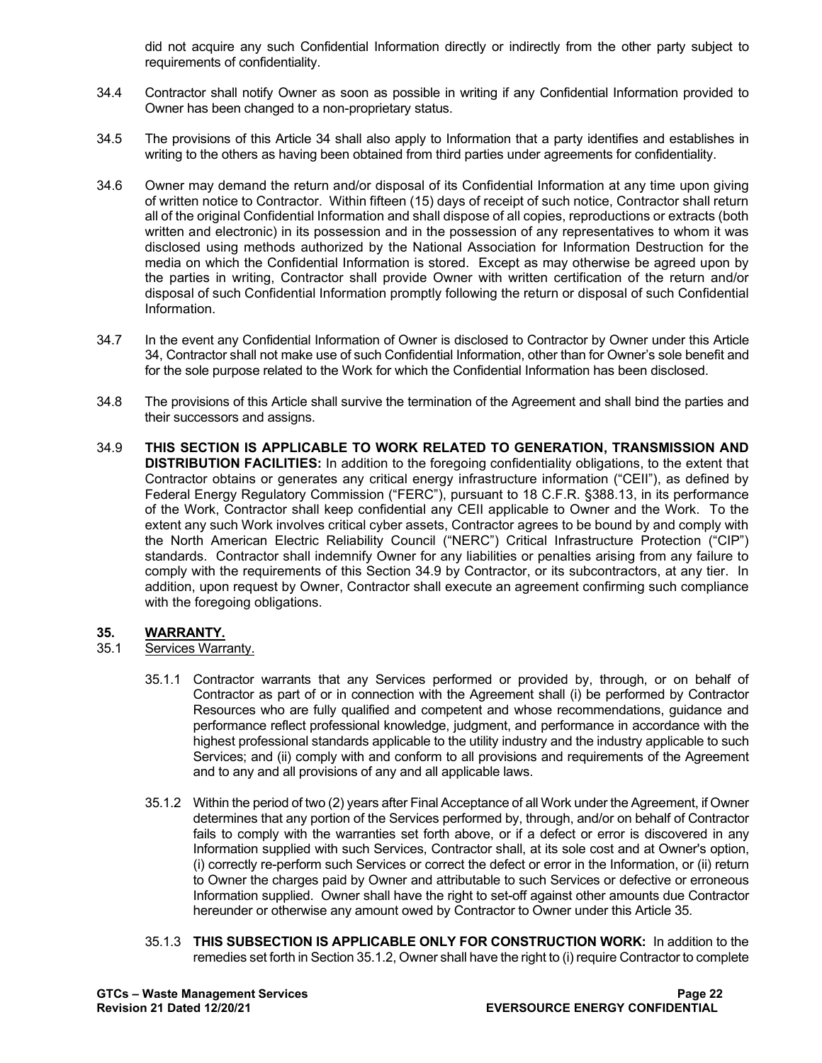did not acquire any such Confidential Information directly or indirectly from the other party subject to requirements of confidentiality.

34.4 Contractor shall notify Owner as soon as possible in writing if any Confidential Information provided to Owner has been changed to a non-proprietary status.

34.5 The provisions of this Article 34 shall also apply to Information that a party identifies and establishes in writing to the others as having been obtained from third parties under agreements for confidentiality.

34.6 Owner may demand the return and/or disposal of its Confidential Information at any time upon giving of written notice to Contractor. Within fifteen (15) days of receipt of such notice, Contractor shall return all of the original Confidential Information and shall dispose of all copies, reproductions or extracts (both written and electronic) in its possession and in the possession of any representatives to whom it was disclosed using methods authorized by the National Association for Information Destruction for the media on which the Confidential Information is stored. Except as may otherwise be agreed upon by the parties in writing, Contractor shall provide Owner with written certification of the return and/or disposal of such Confidential Information promptly following the return or disposal of such Confidential Information.

34.7 In the event any Confidential Information of Owner is disclosed to Contractor by Owner under this Article 34, Contractor shall not make use of such Confidential Information, other than for Owner's sole benefit and for the sole purpose related to the Work for which the Confidential Information has been disclosed.

34.8 The provisions of this Article shall survive the termination of the Agreement and shall bind the parties and their successors and assigns.

34.9 **THIS SECTION IS APPLICABLE TO WORK RELATED TO GENERATION, TRANSMISSION AND DISTRIBUTION FACILITIES:** In addition to the foregoing confidentiality obligations, to the extent that Contractor obtains or generates any critical energy infrastructure information ("CEII"), as defined by Federal Energy Regulatory Commission ("FERC"), pursuant to 18 C.F.R. §388.13, in its performance of the Work, Contractor shall keep confidential any CEII applicable to Owner and the Work. To the extent any such Work involves critical cyber assets, Contractor agrees to be bound by and comply with the North American Electric Reliability Council ("NERC") Critical Infrastructure Protection ("CIP") standards. Contractor shall indemnify Owner for any liabilities or penalties arising from any failure to comply with the requirements of this Section 34.9 by Contractor, or its subcontractors, at any tier. In addition, upon request by Owner, Contractor shall execute an agreement confirming such compliance with the foregoing obligations.

## 35. WARRANTY.

35.1 Services Warranty.

35.1.1 Contractor warrants that any Services performed or provided by, through, or on behalf of Contractor as part of or in connection with the Agreement shall (i) be performed by Contractor Resources who are fully qualified and competent and whose recommendations, guidance and performance reflect professional knowledge, judgment, and performance in accordance with the highest professional standards applicable to the utility industry and the industry applicable to such Services; and (ii) comply with and conform to all provisions and requirements of the Agreement and to any and all provisions of any and all applicable laws.

35.1.2 Within the period of two (2) years after Final Acceptance of all Work under the Agreement, if Owner determines that any portion of the Services performed by, through, and/or on behalf of Contractor fails to comply with the warranties set forth above, or if a defect or error is discovered in any Information supplied with such Services, Contractor shall, at its sole cost and at Owner's option, (i) correctly re-perform such Services or correct the defect or error in the Information, or (ii) return to Owner the charges paid by Owner and attributable to such Services or defective or erroneous Information supplied. Owner shall have the right to set-off against other amounts due Contractor hereunder or otherwise any amount owed by Contractor to Owner under this Article 35.

35.1.3 **THIS SUBSECTION IS APPLICABLE ONLY FOR CONSTRUCTION WORK:** In addition to the remedies set forth in Section 35.1.2, Owner shall have the right to (i) require Contractor to complete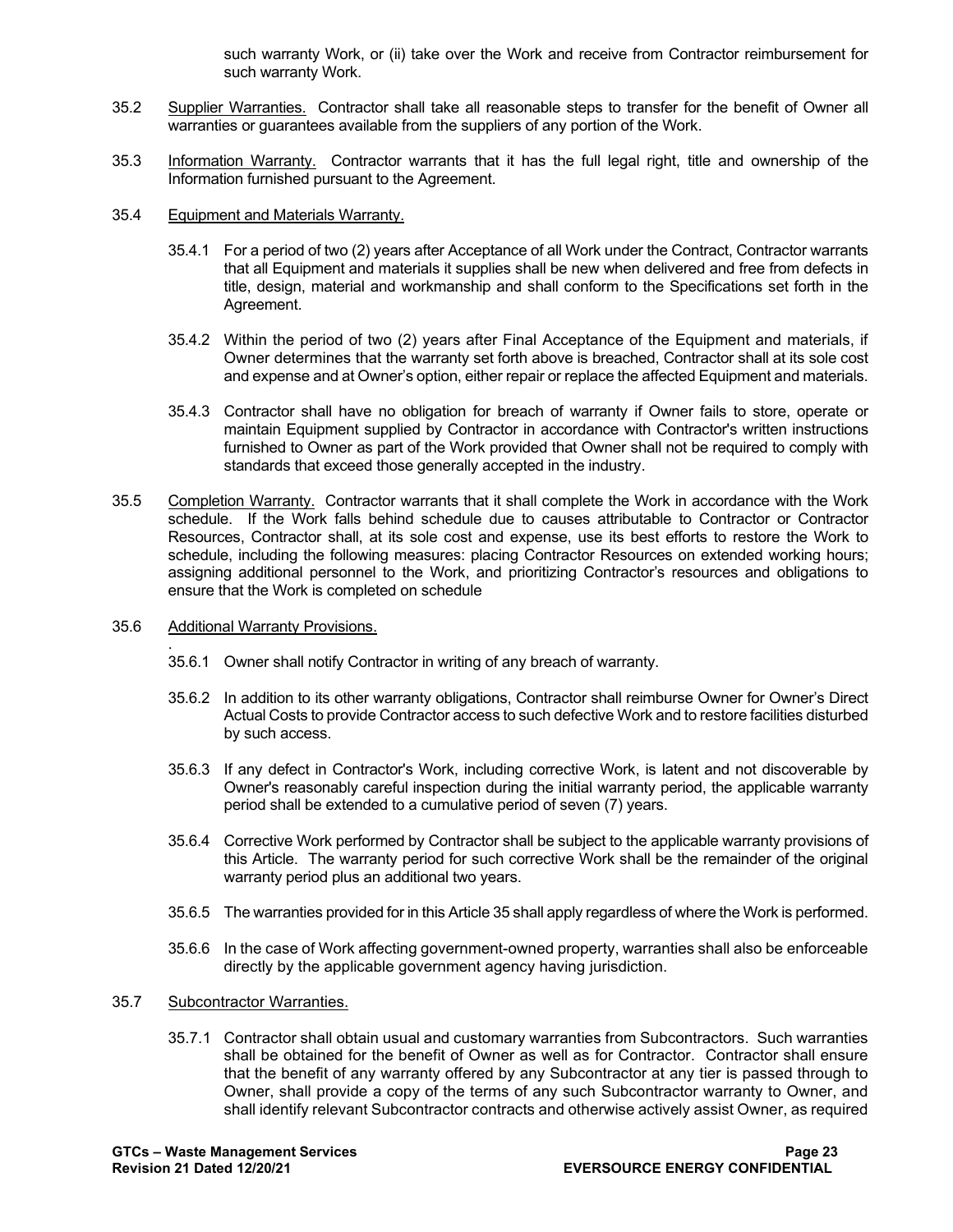such warranty Work, or (ii) take over the Work and receive from Contractor reimbursement for such warranty Work.

35.2 Supplier Warranties. Contractor shall take all reasonable steps to transfer for the benefit of Owner all warranties or guarantees available from the suppliers of any portion of the Work.

35.3 Information Warranty. Contractor warrants that it has the full legal right, title and ownership of the Information furnished pursuant to the Agreement.

35.4 Equipment and Materials Warranty.

35.4.1 For a period of two (2) years after Acceptance of all Work under the Contract, Contractor warrants that all Equipment and materials it supplies shall be new when delivered and free from defects in title, design, material and workmanship and shall conform to the Specifications set forth in the Agreement.

35.4.2 Within the period of two (2) years after Final Acceptance of the Equipment and materials, if Owner determines that the warranty set forth above is breached, Contractor shall at its sole cost and expense and at Owner's option, either repair or replace the affected Equipment and materials.

35.4.3 Contractor shall have no obligation for breach of warranty if Owner fails to store, operate or maintain Equipment supplied by Contractor in accordance with Contractor's written instructions furnished to Owner as part of the Work provided that Owner shall not be required to comply with standards that exceed those generally accepted in the industry.

35.5 Completion Warranty. Contractor warrants that it shall complete the Work in accordance with the Work schedule. If the Work falls behind schedule due to causes attributable to Contractor or Contractor Resources, Contractor shall, at its sole cost and expense, use its best efforts to restore the Work to schedule, including the following measures: placing Contractor Resources on extended working hours; assigning additional personnel to the Work, and prioritizing Contractor's resources and obligations to ensure that the Work is completed on schedule

35.6 Additional Warranty Provisions.

.

35.6.1 Owner shall notify Contractor in writing of any breach of warranty.

35.6.2 In addition to its other warranty obligations, Contractor shall reimburse Owner for Owner's Direct Actual Costs to provide Contractor access to such defective Work and to restore facilities disturbed by such access.

35.6.3 If any defect in Contractor's Work, including corrective Work, is latent and not discoverable by Owner's reasonably careful inspection during the initial warranty period, the applicable warranty period shall be extended to a cumulative period of seven (7) years.

35.6.4 Corrective Work performed by Contractor shall be subject to the applicable warranty provisions of this Article. The warranty period for such corrective Work shall be the remainder of the original warranty period plus an additional two years.

35.6.5 The warranties provided for in this Article 35 shall apply regardless of where the Work is performed.

35.6.6 In the case of Work affecting government-owned property, warranties shall also be enforceable directly by the applicable government agency having jurisdiction.

35.7 Subcontractor Warranties.

35.7.1 Contractor shall obtain usual and customary warranties from Subcontractors. Such warranties shall be obtained for the benefit of Owner as well as for Contractor. Contractor shall ensure that the benefit of any warranty offered by any Subcontractor at any tier is passed through to Owner, shall provide a copy of the terms of any such Subcontractor warranty to Owner, and shall identify relevant Subcontractor contracts and otherwise actively assist Owner, as required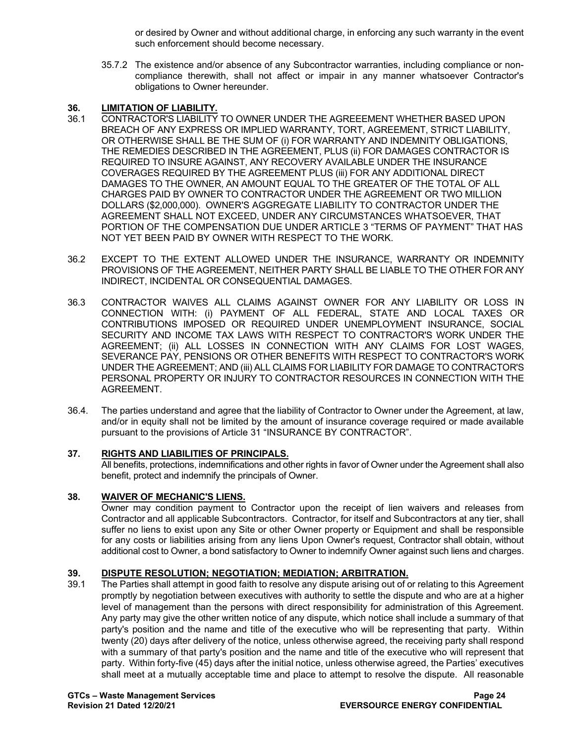or desired by Owner and without additional charge, in enforcing any such warranty in the event such enforcement should become necessary.

35.7.2 The existence and/or absence of any Subcontractor warranties, including compliance or non-compliance therewith, shall not affect or impair in any manner whatsoever Contractor's obligations to Owner hereunder.

## 36. LIMITATION OF LIABILITY.

36.1 CONTRACTOR'S LIABILITY TO OWNER UNDER THE AGREEEMENT WHETHER BASED UPON BREACH OF ANY EXPRESS OR IMPLIED WARRANTY, TORT, AGREEMENT, STRICT LIABILITY, OR OTHERWISE SHALL BE THE SUM OF (i) FOR WARRANTY AND INDEMNITY OBLIGATIONS, THE REMEDIES DESCRIBED IN THE AGREEMENT, PLUS (ii) FOR DAMAGES CONTRACTOR IS REQUIRED TO INSURE AGAINST, ANY RECOVERY AVAILABLE UNDER THE INSURANCE COVERAGES REQUIRED BY THE AGREEMENT PLUS (iii) FOR ANY ADDITIONAL DIRECT DAMAGES TO THE OWNER, AN AMOUNT EQUAL TO THE GREATER OF THE TOTAL OF ALL CHARGES PAID BY OWNER TO CONTRACTOR UNDER THE AGREEMENT OR TWO MILLION DOLLARS ($2,000,000). OWNER'S AGGREGATE LIABILITY TO CONTRACTOR UNDER THE AGREEMENT SHALL NOT EXCEED, UNDER ANY CIRCUMSTANCES WHATSOEVER, THAT PORTION OF THE COMPENSATION DUE UNDER ARTICLE 3 "TERMS OF PAYMENT" THAT HAS NOT YET BEEN PAID BY OWNER WITH RESPECT TO THE WORK.

36.2 EXCEPT TO THE EXTENT ALLOWED UNDER THE INSURANCE, WARRANTY OR INDEMNITY PROVISIONS OF THE AGREEMENT, NEITHER PARTY SHALL BE LIABLE TO THE OTHER FOR ANY INDIRECT, INCIDENTAL OR CONSEQUENTIAL DAMAGES.

36.3 CONTRACTOR WAIVES ALL CLAIMS AGAINST OWNER FOR ANY LIABILITY OR LOSS IN CONNECTION WITH: (i) PAYMENT OF ALL FEDERAL, STATE AND LOCAL TAXES OR CONTRIBUTIONS IMPOSED OR REQUIRED UNDER UNEMPLOYMENT INSURANCE, SOCIAL SECURITY AND INCOME TAX LAWS WITH RESPECT TO CONTRACTOR'S WORK UNDER THE AGREEMENT; (ii) ALL LOSSES IN CONNECTION WITH ANY CLAIMS FOR LOST WAGES, SEVERANCE PAY, PENSIONS OR OTHER BENEFITS WITH RESPECT TO CONTRACTOR'S WORK UNDER THE AGREEMENT; AND (iii) ALL CLAIMS FOR LIABILITY FOR DAMAGE TO CONTRACTOR'S PERSONAL PROPERTY OR INJURY TO CONTRACTOR RESOURCES IN CONNECTION WITH THE AGREEMENT.

36.4. The parties understand and agree that the liability of Contractor to Owner under the Agreement, at law, and/or in equity shall not be limited by the amount of insurance coverage required or made available pursuant to the provisions of Article 31 "INSURANCE BY CONTRACTOR".

## 37. RIGHTS AND LIABILITIES OF PRINCIPALS.

All benefits, protections, indemnifications and other rights in favor of Owner under the Agreement shall also benefit, protect and indemnify the principals of Owner.

## 38. WAIVER OF MECHANIC'S LIENS.

Owner may condition payment to Contractor upon the receipt of lien waivers and releases from Contractor and all applicable Subcontractors. Contractor, for itself and Subcontractors at any tier, shall suffer no liens to exist upon any Site or other Owner property or Equipment and shall be responsible for any costs or liabilities arising from any liens Upon Owner's request, Contractor shall obtain, without additional cost to Owner, a bond satisfactory to Owner to indemnify Owner against such liens and charges.

## 39. DISPUTE RESOLUTION; NEGOTIATION; MEDIATION; ARBITRATION.

39.1 The Parties shall attempt in good faith to resolve any dispute arising out of or relating to this Agreement promptly by negotiation between executives with authority to settle the dispute and who are at a higher level of management than the persons with direct responsibility for administration of this Agreement. Any party may give the other written notice of any dispute, which notice shall include a summary of that party's position and the name and title of the executive who will be representing that party. Within twenty (20) days after delivery of the notice, unless otherwise agreed, the receiving party shall respond with a summary of that party's position and the name and title of the executive who will represent that party. Within forty-five (45) days after the initial notice, unless otherwise agreed, the Parties' executives shall meet at a mutually acceptable time and place to attempt to resolve the dispute. All reasonable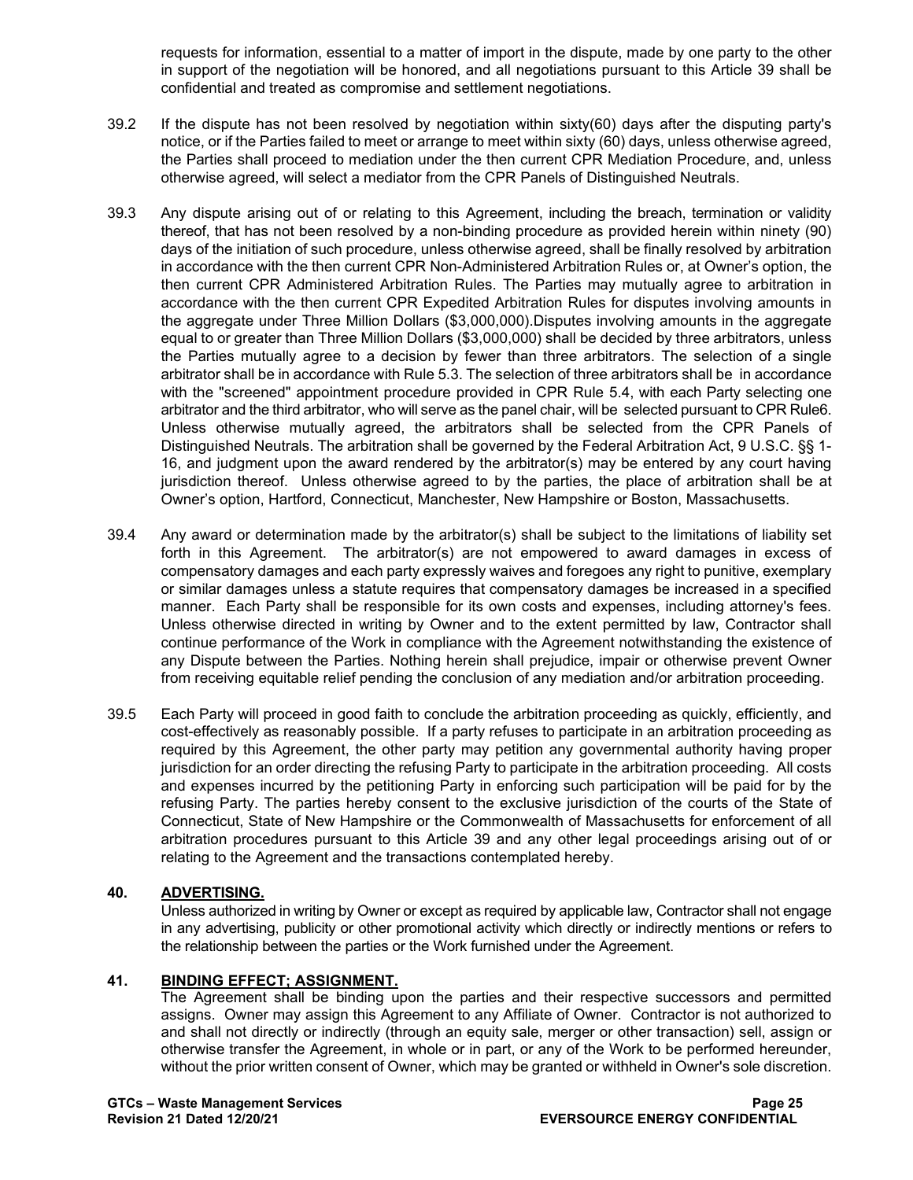requests for information, essential to a matter of import in the dispute, made by one party to the other in support of the negotiation will be honored, and all negotiations pursuant to this Article 39 shall be confidential and treated as compromise and settlement negotiations.

39.2 If the dispute has not been resolved by negotiation within sixty(60) days after the disputing party's notice, or if the Parties failed to meet or arrange to meet within sixty (60) days, unless otherwise agreed, the Parties shall proceed to mediation under the then current CPR Mediation Procedure, and, unless otherwise agreed, will select a mediator from the CPR Panels of Distinguished Neutrals.

39.3 Any dispute arising out of or relating to this Agreement, including the breach, termination or validity thereof, that has not been resolved by a non-binding procedure as provided herein within ninety (90) days of the initiation of such procedure, unless otherwise agreed, shall be finally resolved by arbitration in accordance with the then current CPR Non-Administered Arbitration Rules or, at Owner's option, the then current CPR Administered Arbitration Rules. The Parties may mutually agree to arbitration in accordance with the then current CPR Expedited Arbitration Rules for disputes involving amounts in the aggregate under Three Million Dollars ($3,000,000).Disputes involving amounts in the aggregate equal to or greater than Three Million Dollars ($3,000,000) shall be decided by three arbitrators, unless the Parties mutually agree to a decision by fewer than three arbitrators. The selection of a single arbitrator shall be in accordance with Rule 5.3. The selection of three arbitrators shall be in accordance with the "screened" appointment procedure provided in CPR Rule 5.4, with each Party selecting one arbitrator and the third arbitrator, who will serve as the panel chair, will be selected pursuant to CPR Rule6. Unless otherwise mutually agreed, the arbitrators shall be selected from the CPR Panels of Distinguished Neutrals. The arbitration shall be governed by the Federal Arbitration Act, 9 U.S.C. §§ 1-16, and judgment upon the award rendered by the arbitrator(s) may be entered by any court having jurisdiction thereof. Unless otherwise agreed to by the parties, the place of arbitration shall be at Owner's option, Hartford, Connecticut, Manchester, New Hampshire or Boston, Massachusetts.

39.4 Any award or determination made by the arbitrator(s) shall be subject to the limitations of liability set forth in this Agreement. The arbitrator(s) are not empowered to award damages in excess of compensatory damages and each party expressly waives and foregoes any right to punitive, exemplary or similar damages unless a statute requires that compensatory damages be increased in a specified manner. Each Party shall be responsible for its own costs and expenses, including attorney's fees. Unless otherwise directed in writing by Owner and to the extent permitted by law, Contractor shall continue performance of the Work in compliance with the Agreement notwithstanding the existence of any Dispute between the Parties. Nothing herein shall prejudice, impair or otherwise prevent Owner from receiving equitable relief pending the conclusion of any mediation and/or arbitration proceeding.

39.5 Each Party will proceed in good faith to conclude the arbitration proceeding as quickly, efficiently, and cost-effectively as reasonably possible. If a party refuses to participate in an arbitration proceeding as required by this Agreement, the other party may petition any governmental authority having proper jurisdiction for an order directing the refusing Party to participate in the arbitration proceeding. All costs and expenses incurred by the petitioning Party in enforcing such participation will be paid for by the refusing Party. The parties hereby consent to the exclusive jurisdiction of the courts of the State of Connecticut, State of New Hampshire or the Commonwealth of Massachusetts for enforcement of all arbitration procedures pursuant to this Article 39 and any other legal proceedings arising out of or relating to the Agreement and the transactions contemplated hereby.

## 40. ADVERTISING.

Unless authorized in writing by Owner or except as required by applicable law, Contractor shall not engage in any advertising, publicity or other promotional activity which directly or indirectly mentions or refers to the relationship between the parties or the Work furnished under the Agreement.

## 41. BINDING EFFECT; ASSIGNMENT.

The Agreement shall be binding upon the parties and their respective successors and permitted assigns. Owner may assign this Agreement to any Affiliate of Owner. Contractor is not authorized to and shall not directly or indirectly (through an equity sale, merger or other transaction) sell, assign or otherwise transfer the Agreement, in whole or in part, or any of the Work to be performed hereunder, without the prior written consent of Owner, which may be granted or withheld in Owner's sole discretion.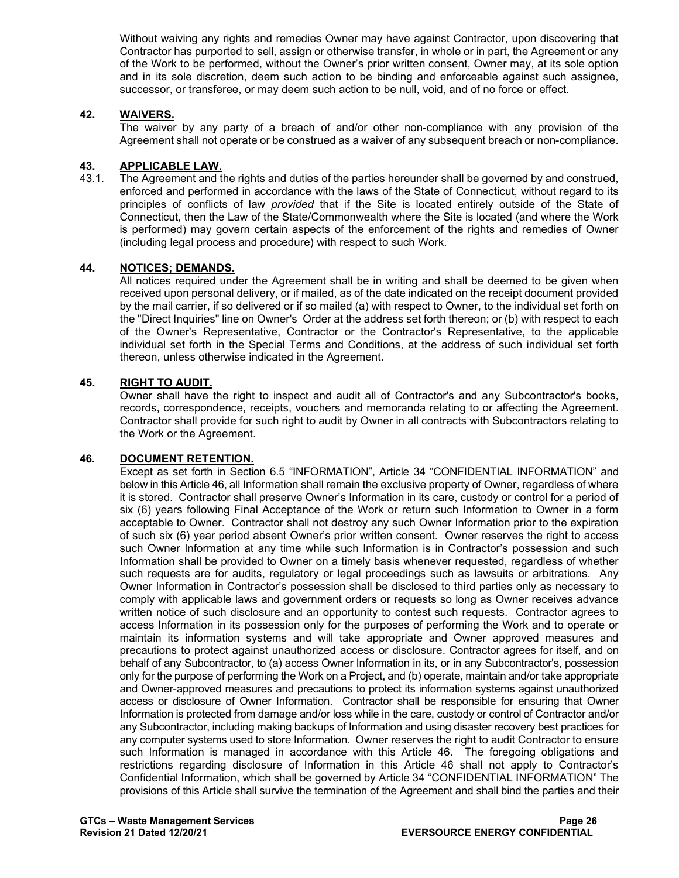Without waiving any rights and remedies Owner may have against Contractor, upon discovering that Contractor has purported to sell, assign or otherwise transfer, in whole or in part, the Agreement or any of the Work to be performed, without the Owner's prior written consent, Owner may, at its sole option and in its sole discretion, deem such action to be binding and enforceable against such assignee, successor, or transferee, or may deem such action to be null, void, and of no force or effect.

## 42. WAIVERS.

The waiver by any party of a breach of and/or other non-compliance with any provision of the Agreement shall not operate or be construed as a waiver of any subsequent breach or non-compliance.

## 43. APPLICABLE LAW.

43.1. The Agreement and the rights and duties of the parties hereunder shall be governed by and construed, enforced and performed in accordance with the laws of the State of Connecticut, without regard to its principles of conflicts of law *provided* that if the Site is located entirely outside of the State of Connecticut, then the Law of the State/Commonwealth where the Site is located (and where the Work is performed) may govern certain aspects of the enforcement of the rights and remedies of Owner (including legal process and procedure) with respect to such Work.

## 44. NOTICES; DEMANDS.

All notices required under the Agreement shall be in writing and shall be deemed to be given when received upon personal delivery, or if mailed, as of the date indicated on the receipt document provided by the mail carrier, if so delivered or if so mailed (a) with respect to Owner, to the individual set forth on the "Direct Inquiries" line on Owner's Order at the address set forth thereon; or (b) with respect to each of the Owner's Representative, Contractor or the Contractor's Representative, to the applicable individual set forth in the Special Terms and Conditions, at the address of such individual set forth thereon, unless otherwise indicated in the Agreement.

## 45. RIGHT TO AUDIT.

Owner shall have the right to inspect and audit all of Contractor's and any Subcontractor's books, records, correspondence, receipts, vouchers and memoranda relating to or affecting the Agreement. Contractor shall provide for such right to audit by Owner in all contracts with Subcontractors relating to the Work or the Agreement.

## 46. DOCUMENT RETENTION.

Except as set forth in Section 6.5 "INFORMATION", Article 34 "CONFIDENTIAL INFORMATION" and below in this Article 46, all Information shall remain the exclusive property of Owner, regardless of where it is stored. Contractor shall preserve Owner's Information in its care, custody or control for a period of six (6) years following Final Acceptance of the Work or return such Information to Owner in a form acceptable to Owner. Contractor shall not destroy any such Owner Information prior to the expiration of such six (6) year period absent Owner's prior written consent. Owner reserves the right to access such Owner Information at any time while such Information is in Contractor's possession and such Information shall be provided to Owner on a timely basis whenever requested, regardless of whether such requests are for audits, regulatory or legal proceedings such as lawsuits or arbitrations. Any Owner Information in Contractor's possession shall be disclosed to third parties only as necessary to comply with applicable laws and government orders or requests so long as Owner receives advance written notice of such disclosure and an opportunity to contest such requests. Contractor agrees to access Information in its possession only for the purposes of performing the Work and to operate or maintain its information systems and will take appropriate and Owner approved measures and precautions to protect against unauthorized access or disclosure. Contractor agrees for itself, and on behalf of any Subcontractor, to (a) access Owner Information in its, or in any Subcontractor's, possession only for the purpose of performing the Work on a Project, and (b) operate, maintain and/or take appropriate and Owner-approved measures and precautions to protect its information systems against unauthorized access or disclosure of Owner Information. Contractor shall be responsible for ensuring that Owner Information is protected from damage and/or loss while in the care, custody or control of Contractor and/or any Subcontractor, including making backups of Information and using disaster recovery best practices for any computer systems used to store Information. Owner reserves the right to audit Contractor to ensure such Information is managed in accordance with this Article 46. The foregoing obligations and restrictions regarding disclosure of Information in this Article 46 shall not apply to Contractor's Confidential Information, which shall be governed by Article 34 "CONFIDENTIAL INFORMATION" The provisions of this Article shall survive the termination of the Agreement and shall bind the parties and their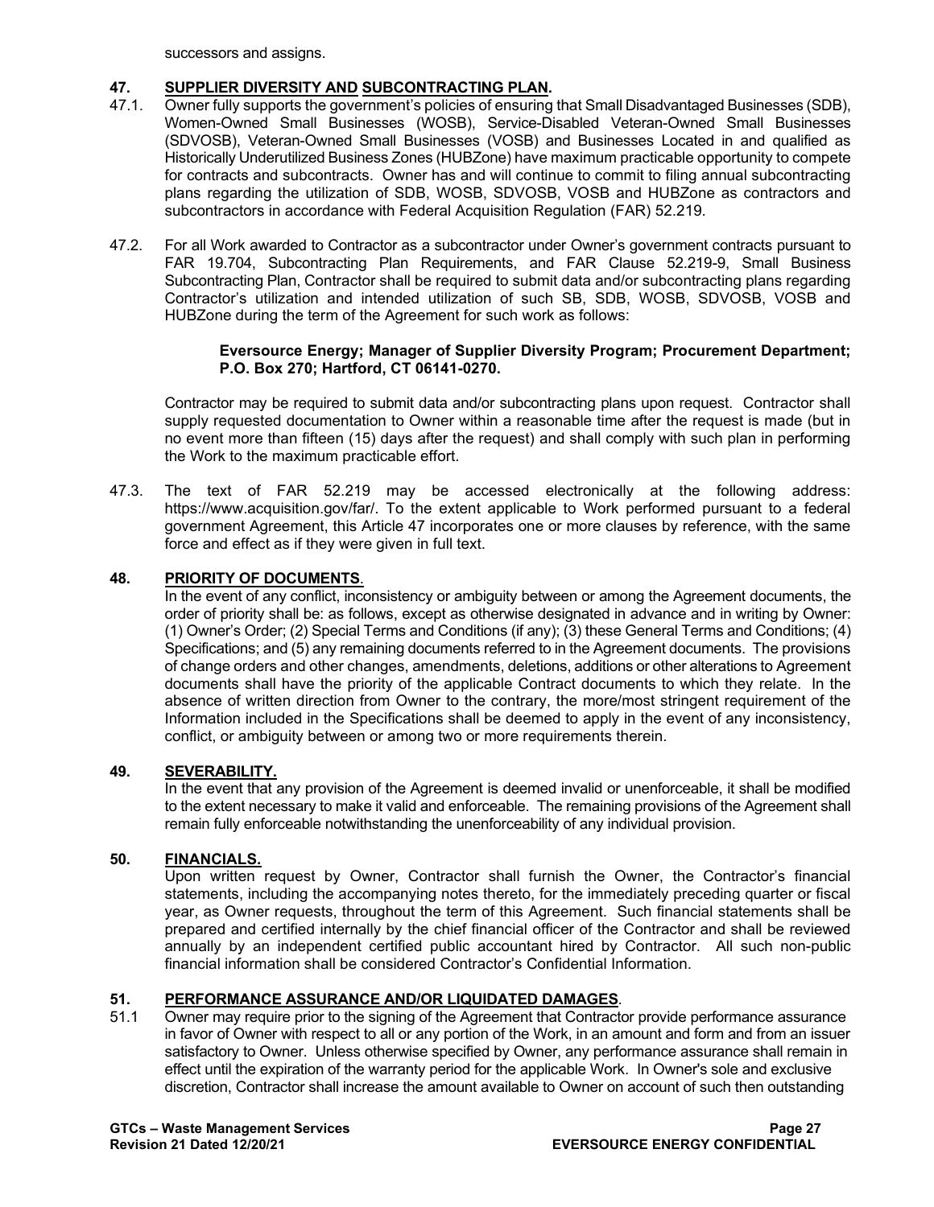successors and assigns.

## 47. SUPPLIER DIVERSITY AND SUBCONTRACTING PLAN.

47.1. Owner fully supports the government's policies of ensuring that Small Disadvantaged Businesses (SDB), Women-Owned Small Businesses (WOSB), Service-Disabled Veteran-Owned Small Businesses (SDVOSB), Veteran-Owned Small Businesses (VOSB) and Businesses Located in and qualified as Historically Underutilized Business Zones (HUBZone) have maximum practicable opportunity to compete for contracts and subcontracts. Owner has and will continue to commit to filing annual subcontracting plans regarding the utilization of SDB, WOSB, SDVOSB, VOSB and HUBZone as contractors and subcontractors in accordance with Federal Acquisition Regulation (FAR) 52.219.

47.2. For all Work awarded to Contractor as a subcontractor under Owner's government contracts pursuant to FAR 19.704, Subcontracting Plan Requirements, and FAR Clause 52.219-9, Small Business Subcontracting Plan, Contractor shall be required to submit data and/or subcontracting plans regarding Contractor's utilization and intended utilization of such SB, SDB, WOSB, SDVOSB, VOSB and HUBZone during the term of the Agreement for such work as follows:

**Eversource Energy; Manager of Supplier Diversity Program; Procurement Department; P.O. Box 270; Hartford, CT 06141-0270.**

Contractor may be required to submit data and/or subcontracting plans upon request. Contractor shall supply requested documentation to Owner within a reasonable time after the request is made (but in no event more than fifteen (15) days after the request) and shall comply with such plan in performing the Work to the maximum practicable effort.

47.3. The text of FAR 52.219 may be accessed electronically at the following address: https://www.acquisition.gov/far/. To the extent applicable to Work performed pursuant to a federal government Agreement, this Article 47 incorporates one or more clauses by reference, with the same force and effect as if they were given in full text.

## 48. PRIORITY OF DOCUMENTS.

In the event of any conflict, inconsistency or ambiguity between or among the Agreement documents, the order of priority shall be: as follows, except as otherwise designated in advance and in writing by Owner: (1) Owner's Order; (2) Special Terms and Conditions (if any); (3) these General Terms and Conditions; (4) Specifications; and (5) any remaining documents referred to in the Agreement documents. The provisions of change orders and other changes, amendments, deletions, additions or other alterations to Agreement documents shall have the priority of the applicable Contract documents to which they relate. In the absence of written direction from Owner to the contrary, the more/most stringent requirement of the Information included in the Specifications shall be deemed to apply in the event of any inconsistency, conflict, or ambiguity between or among two or more requirements therein.

## 49. SEVERABILITY.

In the event that any provision of the Agreement is deemed invalid or unenforceable, it shall be modified to the extent necessary to make it valid and enforceable. The remaining provisions of the Agreement shall remain fully enforceable notwithstanding the unenforceability of any individual provision.

## 50. FINANCIALS.

Upon written request by Owner, Contractor shall furnish the Owner, the Contractor's financial statements, including the accompanying notes thereto, for the immediately preceding quarter or fiscal year, as Owner requests, throughout the term of this Agreement. Such financial statements shall be prepared and certified internally by the chief financial officer of the Contractor and shall be reviewed annually by an independent certified public accountant hired by Contractor. All such non-public financial information shall be considered Contractor's Confidential Information.

## 51. PERFORMANCE ASSURANCE AND/OR LIQUIDATED DAMAGES.

51.1 Owner may require prior to the signing of the Agreement that Contractor provide performance assurance in favor of Owner with respect to all or any portion of the Work, in an amount and form and from an issuer satisfactory to Owner. Unless otherwise specified by Owner, any performance assurance shall remain in effect until the expiration of the warranty period for the applicable Work. In Owner's sole and exclusive discretion, Contractor shall increase the amount available to Owner on account of such then outstanding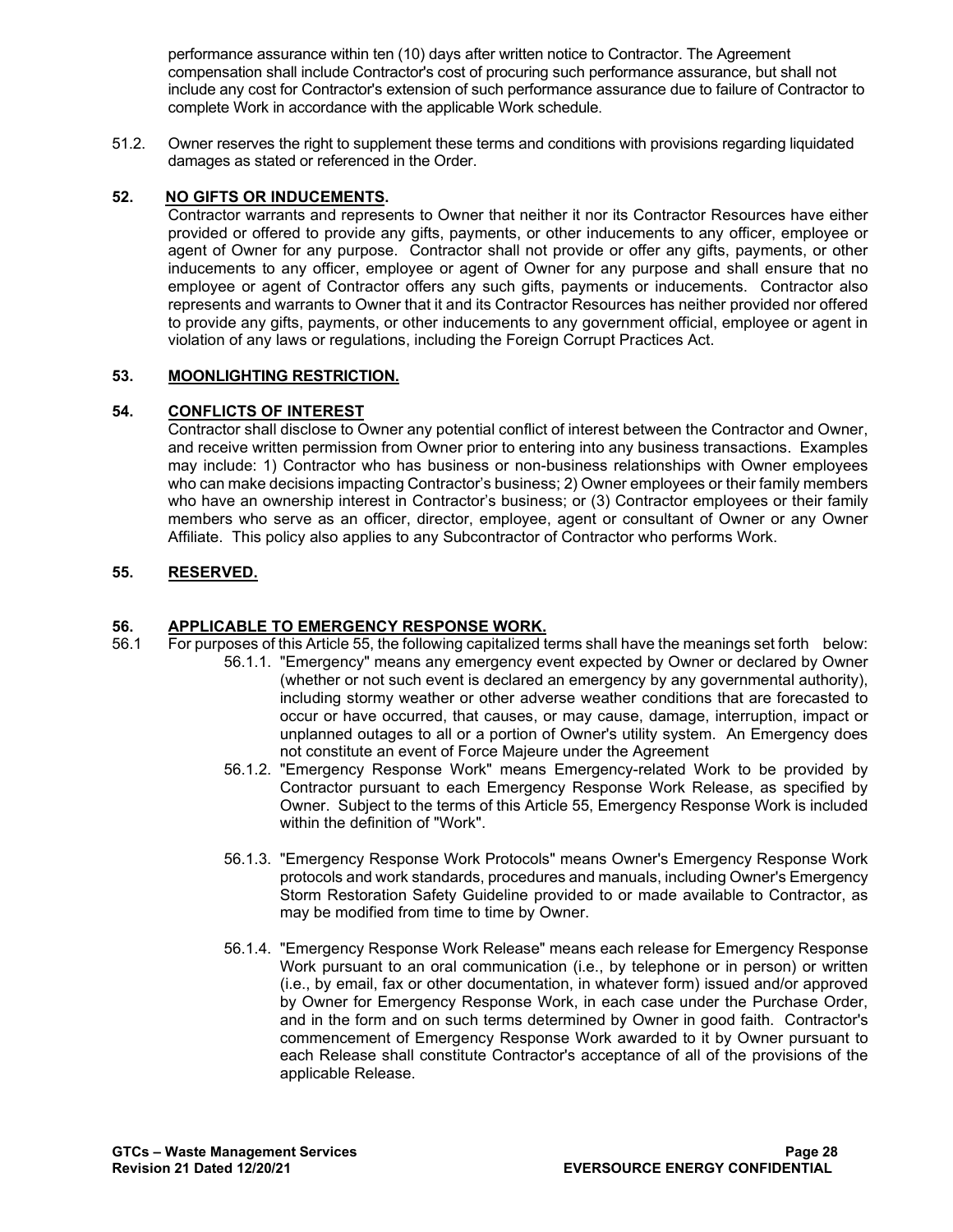performance assurance within ten (10) days after written notice to Contractor. The Agreement compensation shall include Contractor's cost of procuring such performance assurance, but shall not include any cost for Contractor's extension of such performance assurance due to failure of Contractor to complete Work in accordance with the applicable Work schedule.

51.2. Owner reserves the right to supplement these terms and conditions with provisions regarding liquidated damages as stated or referenced in the Order.

## 52. NO GIFTS OR INDUCEMENTS.

Contractor warrants and represents to Owner that neither it nor its Contractor Resources have either provided or offered to provide any gifts, payments, or other inducements to any officer, employee or agent of Owner for any purpose. Contractor shall not provide or offer any gifts, payments, or other inducements to any officer, employee or agent of Owner for any purpose and shall ensure that no employee or agent of Contractor offers any such gifts, payments or inducements. Contractor also represents and warrants to Owner that it and its Contractor Resources has neither provided nor offered to provide any gifts, payments, or other inducements to any government official, employee or agent in violation of any laws or regulations, including the Foreign Corrupt Practices Act.

## 53. MOONLIGHTING RESTRICTION.

## 54. CONFLICTS OF INTEREST

Contractor shall disclose to Owner any potential conflict of interest between the Contractor and Owner, and receive written permission from Owner prior to entering into any business transactions. Examples may include: 1) Contractor who has business or non-business relationships with Owner employees who can make decisions impacting Contractor's business; 2) Owner employees or their family members who have an ownership interest in Contractor's business; or (3) Contractor employees or their family members who serve as an officer, director, employee, agent or consultant of Owner or any Owner Affiliate. This policy also applies to any Subcontractor of Contractor who performs Work.

## 55. RESERVED.

## 56. APPLICABLE TO EMERGENCY RESPONSE WORK.

56.1 For purposes of this Article 55, the following capitalized terms shall have the meanings set forth below:

56.1.1. "Emergency" means any emergency event expected by Owner or declared by Owner (whether or not such event is declared an emergency by any governmental authority), including stormy weather or other adverse weather conditions that are forecasted to occur or have occurred, that causes, or may cause, damage, interruption, impact or unplanned outages to all or a portion of Owner's utility system. An Emergency does not constitute an event of Force Majeure under the Agreement

56.1.2. "Emergency Response Work" means Emergency-related Work to be provided by Contractor pursuant to each Emergency Response Work Release, as specified by Owner. Subject to the terms of this Article 55, Emergency Response Work is included within the definition of "Work".

56.1.3. "Emergency Response Work Protocols" means Owner's Emergency Response Work protocols and work standards, procedures and manuals, including Owner's Emergency Storm Restoration Safety Guideline provided to or made available to Contractor, as may be modified from time to time by Owner.

56.1.4. "Emergency Response Work Release" means each release for Emergency Response Work pursuant to an oral communication (i.e., by telephone or in person) or written (i.e., by email, fax or other documentation, in whatever form) issued and/or approved by Owner for Emergency Response Work, in each case under the Purchase Order, and in the form and on such terms determined by Owner in good faith. Contractor's commencement of Emergency Response Work awarded to it by Owner pursuant to each Release shall constitute Contractor's acceptance of all of the provisions of the applicable Release.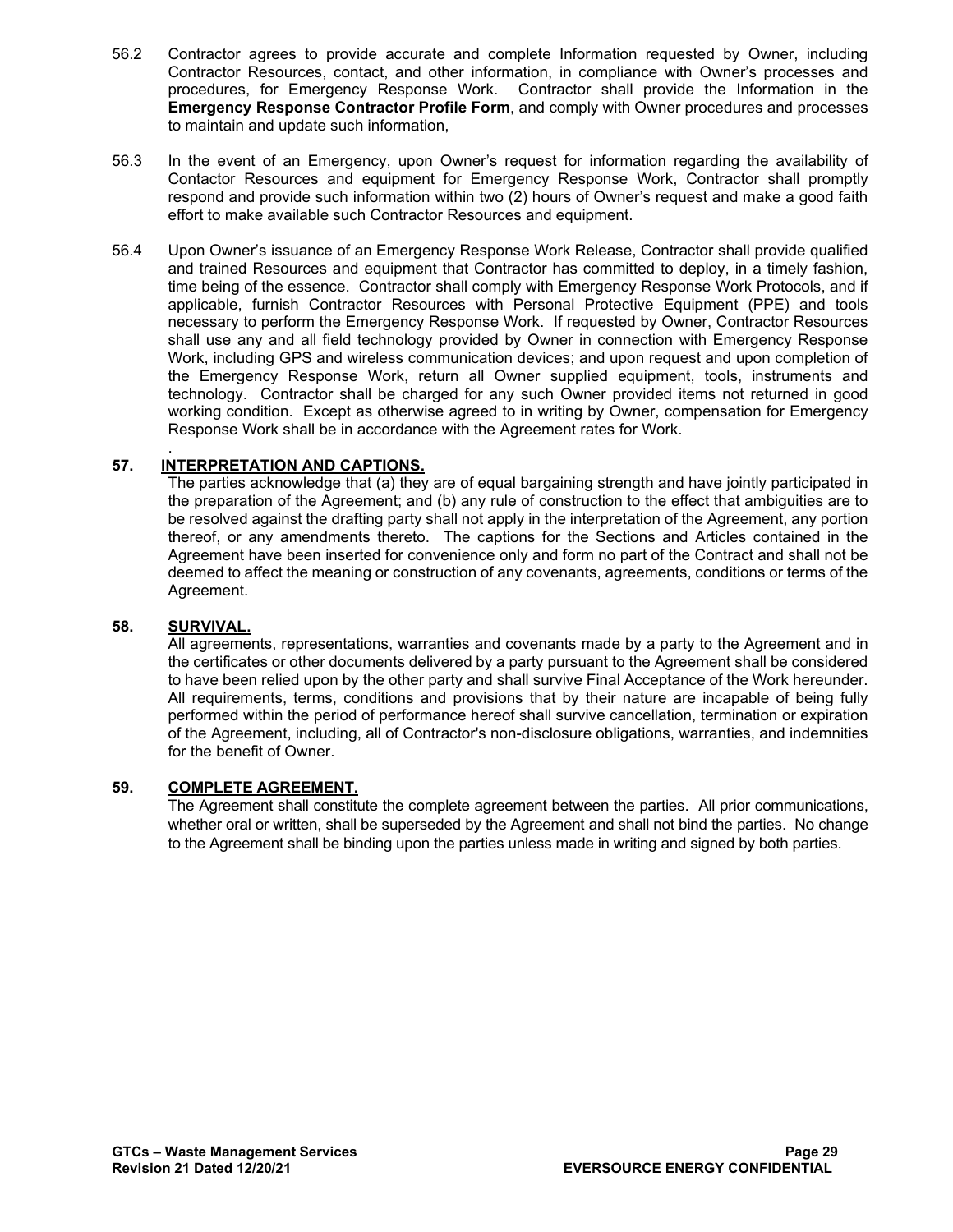56.2 Contractor agrees to provide accurate and complete Information requested by Owner, including Contractor Resources, contact, and other information, in compliance with Owner's processes and procedures, for Emergency Response Work. Contractor shall provide the Information in the **Emergency Response Contractor Profile Form**, and comply with Owner procedures and processes to maintain and update such information,

56.3 In the event of an Emergency, upon Owner's request for information regarding the availability of Contactor Resources and equipment for Emergency Response Work, Contractor shall promptly respond and provide such information within two (2) hours of Owner's request and make a good faith effort to make available such Contractor Resources and equipment.

56.4 Upon Owner's issuance of an Emergency Response Work Release, Contractor shall provide qualified and trained Resources and equipment that Contractor has committed to deploy, in a timely fashion, time being of the essence. Contractor shall comply with Emergency Response Work Protocols, and if applicable, furnish Contractor Resources with Personal Protective Equipment (PPE) and tools necessary to perform the Emergency Response Work. If requested by Owner, Contractor Resources shall use any and all field technology provided by Owner in connection with Emergency Response Work, including GPS and wireless communication devices; and upon request and upon completion of the Emergency Response Work, return all Owner supplied equipment, tools, instruments and technology. Contractor shall be charged for any such Owner provided items not returned in good working condition. Except as otherwise agreed to in writing by Owner, compensation for Emergency Response Work shall be in accordance with the Agreement rates for Work.

## 57. INTERPRETATION AND CAPTIONS.

The parties acknowledge that (a) they are of equal bargaining strength and have jointly participated in the preparation of the Agreement; and (b) any rule of construction to the effect that ambiguities are to be resolved against the drafting party shall not apply in the interpretation of the Agreement, any portion thereof, or any amendments thereto. The captions for the Sections and Articles contained in the Agreement have been inserted for convenience only and form no part of the Contract and shall not be deemed to affect the meaning or construction of any covenants, agreements, conditions or terms of the Agreement.

## 58. SURVIVAL.

All agreements, representations, warranties and covenants made by a party to the Agreement and in the certificates or other documents delivered by a party pursuant to the Agreement shall be considered to have been relied upon by the other party and shall survive Final Acceptance of the Work hereunder. All requirements, terms, conditions and provisions that by their nature are incapable of being fully performed within the period of performance hereof shall survive cancellation, termination or expiration of the Agreement, including, all of Contractor's non-disclosure obligations, warranties, and indemnities for the benefit of Owner.

## 59. COMPLETE AGREEMENT.

The Agreement shall constitute the complete agreement between the parties. All prior communications, whether oral or written, shall be superseded by the Agreement and shall not bind the parties. No change to the Agreement shall be binding upon the parties unless made in writing and signed by both parties.